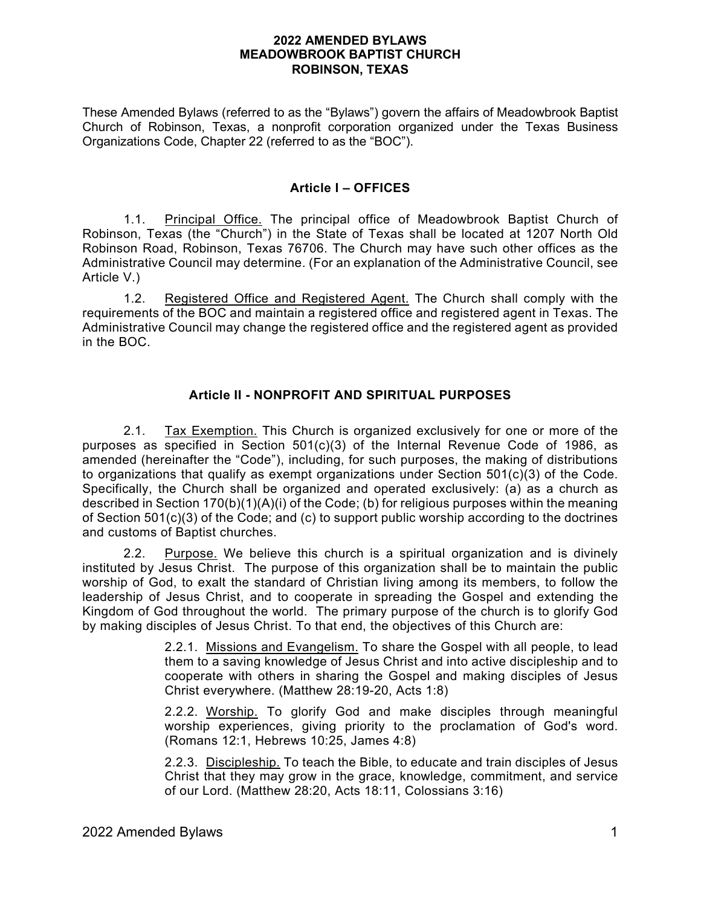# 2022 AMENDED BYLAWS
# MEADOWBROOK BAPTIST CHURCH
# ROBINSON, TEXAS

These Amended Bylaws (referred to as the "Bylaws") govern the affairs of Meadowbrook Baptist Church of Robinson, Texas, a nonprofit corporation organized under the Texas Business Organizations Code, Chapter 22 (referred to as the "BOC").

## Article I – OFFICES

1.1. Principal Office. The principal office of Meadowbrook Baptist Church of Robinson, Texas (the "Church") in the State of Texas shall be located at 1207 North Old Robinson Road, Robinson, Texas 76706. The Church may have such other offices as the Administrative Council may determine. (For an explanation of the Administrative Council, see Article V.)

1.2. Registered Office and Registered Agent. The Church shall comply with the requirements of the BOC and maintain a registered office and registered agent in Texas. The Administrative Council may change the registered office and the registered agent as provided in the BOC.

## Article II - NONPROFIT AND SPIRITUAL PURPOSES

2.1. Tax Exemption. This Church is organized exclusively for one or more of the purposes as specified in Section 501(c)(3) of the Internal Revenue Code of 1986, as amended (hereinafter the "Code"), including, for such purposes, the making of distributions to organizations that qualify as exempt organizations under Section 501(c)(3) of the Code. Specifically, the Church shall be organized and operated exclusively: (a) as a church as described in Section 170(b)(1)(A)(i) of the Code; (b) for religious purposes within the meaning of Section 501(c)(3) of the Code; and (c) to support public worship according to the doctrines and customs of Baptist churches.

2.2. Purpose. We believe this church is a spiritual organization and is divinely instituted by Jesus Christ. The purpose of this organization shall be to maintain the public worship of God, to exalt the standard of Christian living among its members, to follow the leadership of Jesus Christ, and to cooperate in spreading the Gospel and extending the Kingdom of God throughout the world. The primary purpose of the church is to glorify God by making disciples of Jesus Christ. To that end, the objectives of this Church are:

> 2.2.1. Missions and Evangelism. To share the Gospel with all people, to lead them to a saving knowledge of Jesus Christ and into active discipleship and to cooperate with others in sharing the Gospel and making disciples of Jesus Christ everywhere. (Matthew 28:19-20, Acts 1:8)
>
> 2.2.2. Worship. To glorify God and make disciples through meaningful worship experiences, giving priority to the proclamation of God's word. (Romans 12:1, Hebrews 10:25, James 4:8)
>
> 2.2.3. Discipleship. To teach the Bible, to educate and train disciples of Jesus Christ that they may grow in the grace, knowledge, commitment, and service of our Lord. (Matthew 28:20, Acts 18:11, Colossians 3:16)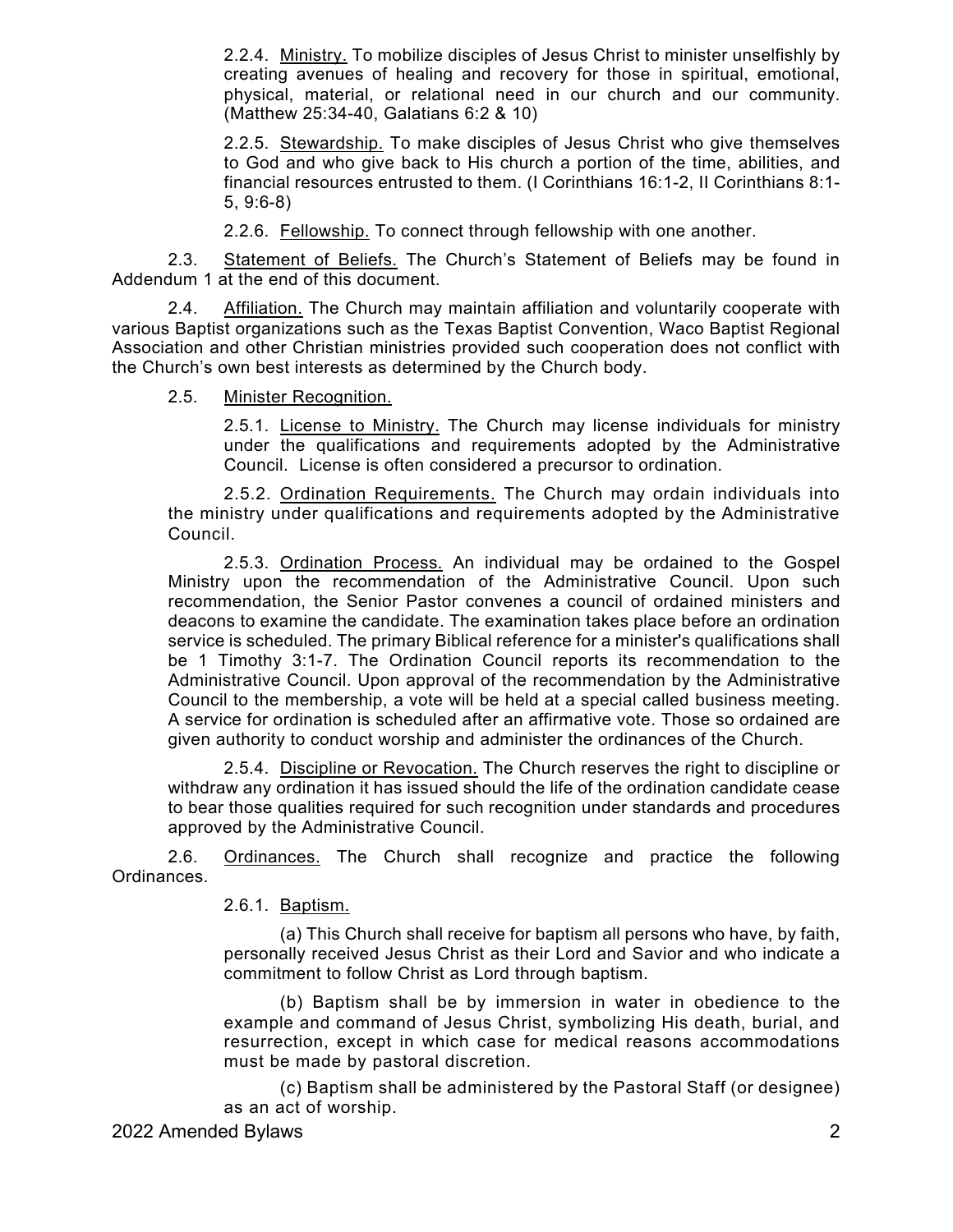2.2.4. Ministry. To mobilize disciples of Jesus Christ to minister unselfishly by creating avenues of healing and recovery for those in spiritual, emotional, physical, material, or relational need in our church and our community. (Matthew 25:34-40, Galatians 6:2 & 10)

2.2.5. Stewardship. To make disciples of Jesus Christ who give themselves to God and who give back to His church a portion of the time, abilities, and financial resources entrusted to them. (I Corinthians 16:1-2, II Corinthians 8:1-5, 9:6-8)

2.2.6. Fellowship. To connect through fellowship with one another.

2.3. Statement of Beliefs. The Church's Statement of Beliefs may be found in Addendum 1 at the end of this document.

2.4. Affiliation. The Church may maintain affiliation and voluntarily cooperate with various Baptist organizations such as the Texas Baptist Convention, Waco Baptist Regional Association and other Christian ministries provided such cooperation does not conflict with the Church's own best interests as determined by the Church body.

2.5. Minister Recognition.

2.5.1. License to Ministry. The Church may license individuals for ministry under the qualifications and requirements adopted by the Administrative Council. License is often considered a precursor to ordination.

2.5.2. Ordination Requirements. The Church may ordain individuals into the ministry under qualifications and requirements adopted by the Administrative Council.

2.5.3. Ordination Process. An individual may be ordained to the Gospel Ministry upon the recommendation of the Administrative Council. Upon such recommendation, the Senior Pastor convenes a council of ordained ministers and deacons to examine the candidate. The examination takes place before an ordination service is scheduled. The primary Biblical reference for a minister's qualifications shall be 1 Timothy 3:1-7. The Ordination Council reports its recommendation to the Administrative Council. Upon approval of the recommendation by the Administrative Council to the membership, a vote will be held at a special called business meeting. A service for ordination is scheduled after an affirmative vote. Those so ordained are given authority to conduct worship and administer the ordinances of the Church.

2.5.4. Discipline or Revocation. The Church reserves the right to discipline or withdraw any ordination it has issued should the life of the ordination candidate cease to bear those qualities required for such recognition under standards and procedures approved by the Administrative Council.

2.6. Ordinances. The Church shall recognize and practice the following Ordinances.

2.6.1. Baptism.

(a) This Church shall receive for baptism all persons who have, by faith, personally received Jesus Christ as their Lord and Savior and who indicate a commitment to follow Christ as Lord through baptism.

(b) Baptism shall be by immersion in water in obedience to the example and command of Jesus Christ, symbolizing His death, burial, and resurrection, except in which case for medical reasons accommodations must be made by pastoral discretion.

(c) Baptism shall be administered by the Pastoral Staff (or designee) as an act of worship.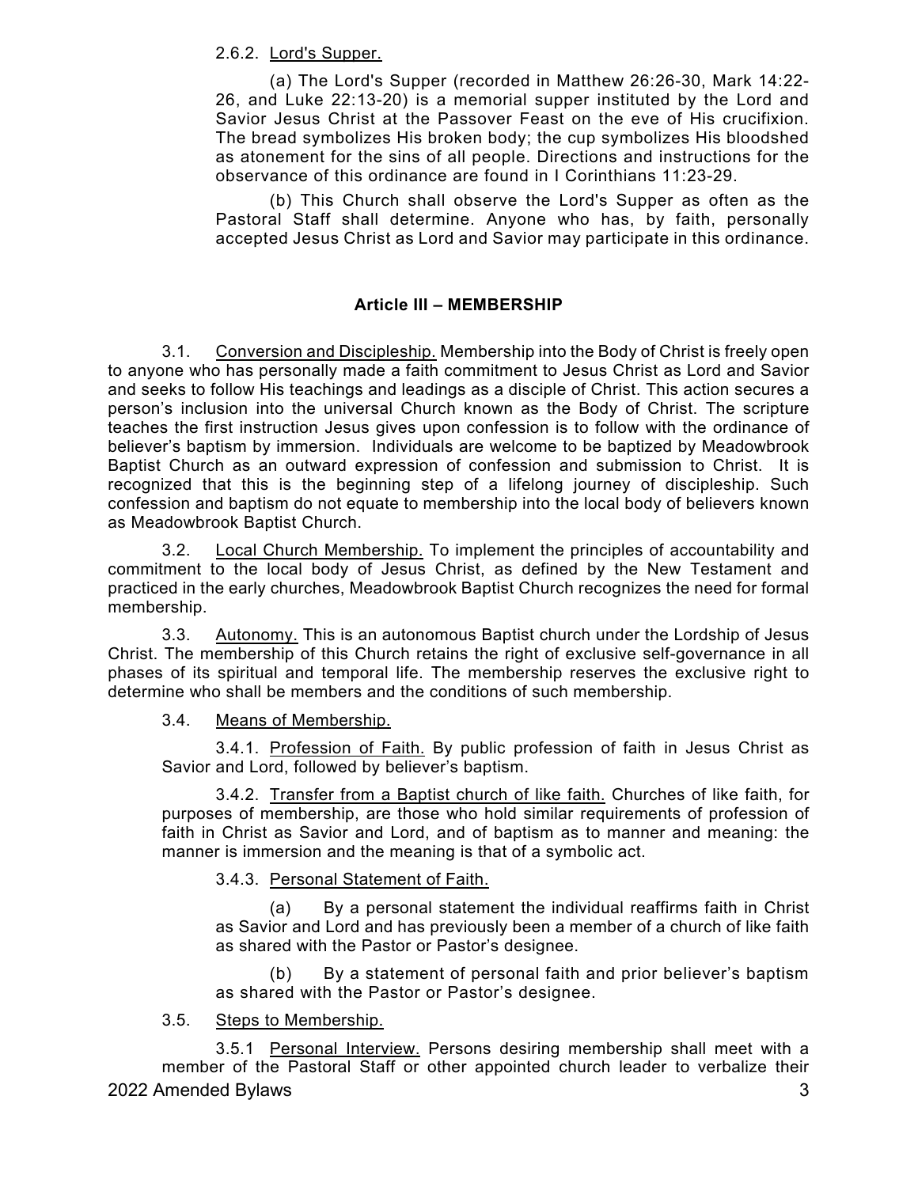2.6.2. <u>Lord's Supper.</u>

(a) The Lord's Supper (recorded in Matthew 26:26-30, Mark 14:22-26, and Luke 22:13-20) is a memorial supper instituted by the Lord and Savior Jesus Christ at the Passover Feast on the eve of His crucifixion. The bread symbolizes His broken body; the cup symbolizes His bloodshed as atonement for the sins of all people. Directions and instructions for the observance of this ordinance are found in I Corinthians 11:23-29.

(b) This Church shall observe the Lord's Supper as often as the Pastoral Staff shall determine. Anyone who has, by faith, personally accepted Jesus Christ as Lord and Savior may participate in this ordinance.

## Article III – MEMBERSHIP

3.1. <u>Conversion and Discipleship.</u> Membership into the Body of Christ is freely open to anyone who has personally made a faith commitment to Jesus Christ as Lord and Savior and seeks to follow His teachings and leadings as a disciple of Christ. This action secures a person's inclusion into the universal Church known as the Body of Christ. The scripture teaches the first instruction Jesus gives upon confession is to follow with the ordinance of believer's baptism by immersion. Individuals are welcome to be baptized by Meadowbrook Baptist Church as an outward expression of confession and submission to Christ. It is recognized that this is the beginning step of a lifelong journey of discipleship. Such confession and baptism do not equate to membership into the local body of believers known as Meadowbrook Baptist Church.

3.2. <u>Local Church Membership.</u> To implement the principles of accountability and commitment to the local body of Jesus Christ, as defined by the New Testament and practiced in the early churches, Meadowbrook Baptist Church recognizes the need for formal membership.

3.3. <u>Autonomy.</u> This is an autonomous Baptist church under the Lordship of Jesus Christ. The membership of this Church retains the right of exclusive self-governance in all phases of its spiritual and temporal life. The membership reserves the exclusive right to determine who shall be members and the conditions of such membership.

3.4. <u>Means of Membership.</u>

3.4.1. <u>Profession of Faith.</u> By public profession of faith in Jesus Christ as Savior and Lord, followed by believer's baptism.

3.4.2. <u>Transfer from a Baptist church of like faith.</u> Churches of like faith, for purposes of membership, are those who hold similar requirements of profession of faith in Christ as Savior and Lord, and of baptism as to manner and meaning: the manner is immersion and the meaning is that of a symbolic act.

3.4.3. <u>Personal Statement of Faith.</u>

(a) By a personal statement the individual reaffirms faith in Christ as Savior and Lord and has previously been a member of a church of like faith as shared with the Pastor or Pastor's designee.

(b) By a statement of personal faith and prior believer's baptism as shared with the Pastor or Pastor's designee.

3.5. <u>Steps to Membership.</u>

3.5.1 <u>Personal Interview.</u> Persons desiring membership shall meet with a member of the Pastoral Staff or other appointed church leader to verbalize their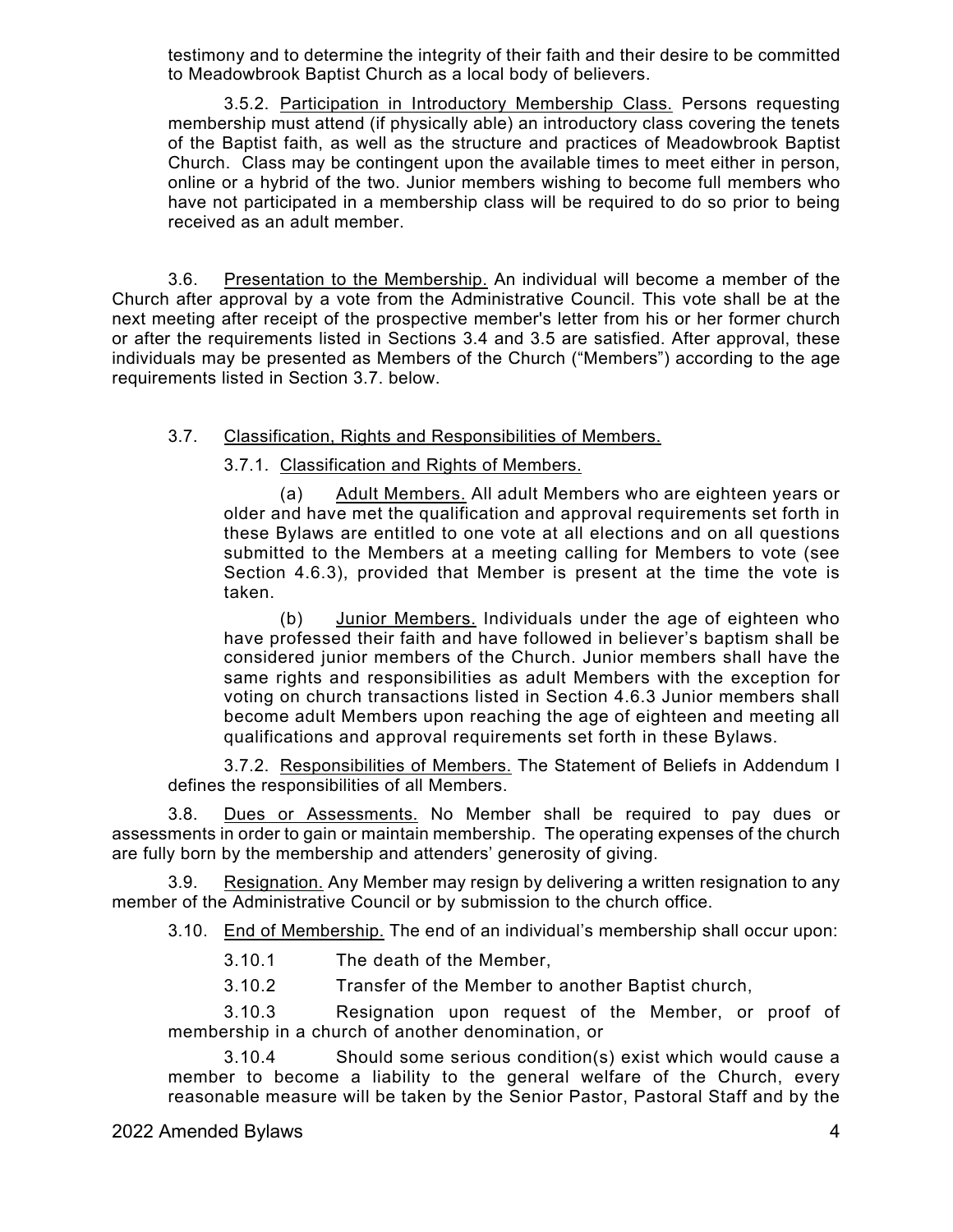testimony and to determine the integrity of their faith and their desire to be committed to Meadowbrook Baptist Church as a local body of believers.

3.5.2. <u>Participation in Introductory Membership Class.</u> Persons requesting membership must attend (if physically able) an introductory class covering the tenets of the Baptist faith, as well as the structure and practices of Meadowbrook Baptist Church. Class may be contingent upon the available times to meet either in person, online or a hybrid of the two. Junior members wishing to become full members who have not participated in a membership class will be required to do so prior to being received as an adult member.

3.6. <u>Presentation to the Membership.</u> An individual will become a member of the Church after approval by a vote from the Administrative Council. This vote shall be at the next meeting after receipt of the prospective member's letter from his or her former church or after the requirements listed in Sections 3.4 and 3.5 are satisfied. After approval, these individuals may be presented as Members of the Church ("Members") according to the age requirements listed in Section 3.7. below.

3.7. <u>Classification, Rights and Responsibilities of Members.</u>

3.7.1. <u>Classification and Rights of Members.</u>

(a) <u>Adult Members.</u> All adult Members who are eighteen years or older and have met the qualification and approval requirements set forth in these Bylaws are entitled to one vote at all elections and on all questions submitted to the Members at a meeting calling for Members to vote (see Section 4.6.3), provided that Member is present at the time the vote is taken.

(b) <u>Junior Members.</u> Individuals under the age of eighteen who have professed their faith and have followed in believer's baptism shall be considered junior members of the Church. Junior members shall have the same rights and responsibilities as adult Members with the exception for voting on church transactions listed in Section 4.6.3 Junior members shall become adult Members upon reaching the age of eighteen and meeting all qualifications and approval requirements set forth in these Bylaws.

3.7.2. <u>Responsibilities of Members.</u> The Statement of Beliefs in Addendum I defines the responsibilities of all Members.

3.8. <u>Dues or Assessments.</u> No Member shall be required to pay dues or assessments in order to gain or maintain membership. The operating expenses of the church are fully born by the membership and attenders' generosity of giving.

3.9. <u>Resignation.</u> Any Member may resign by delivering a written resignation to any member of the Administrative Council or by submission to the church office.

3.10. <u>End of Membership.</u> The end of an individual's membership shall occur upon:

3.10.1 The death of the Member,

3.10.2 Transfer of the Member to another Baptist church,

3.10.3 Resignation upon request of the Member, or proof of membership in a church of another denomination, or

3.10.4 Should some serious condition(s) exist which would cause a member to become a liability to the general welfare of the Church, every reasonable measure will be taken by the Senior Pastor, Pastoral Staff and by the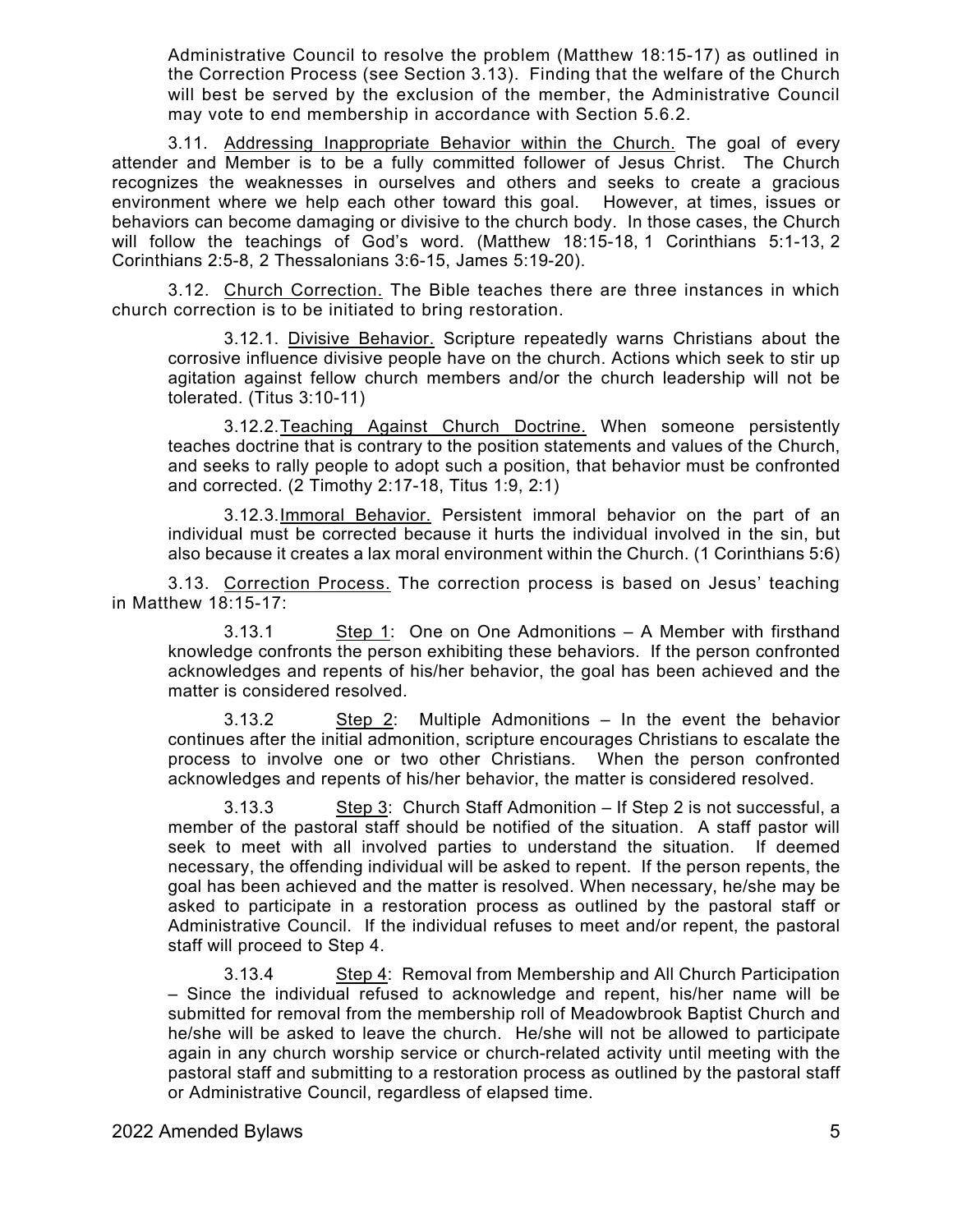Administrative Council to resolve the problem (Matthew 18:15-17) as outlined in the Correction Process (see Section 3.13). Finding that the welfare of the Church will best be served by the exclusion of the member, the Administrative Council may vote to end membership in accordance with Section 5.6.2.

3.11. Addressing Inappropriate Behavior within the Church. The goal of every attender and Member is to be a fully committed follower of Jesus Christ. The Church recognizes the weaknesses in ourselves and others and seeks to create a gracious environment where we help each other toward this goal. However, at times, issues or behaviors can become damaging or divisive to the church body. In those cases, the Church will follow the teachings of God's word. (Matthew 18:15-18, 1 Corinthians 5:1-13, 2 Corinthians 2:5-8, 2 Thessalonians 3:6-15, James 5:19-20).

3.12. Church Correction. The Bible teaches there are three instances in which church correction is to be initiated to bring restoration.

3.12.1. Divisive Behavior. Scripture repeatedly warns Christians about the corrosive influence divisive people have on the church. Actions which seek to stir up agitation against fellow church members and/or the church leadership will not be tolerated. (Titus 3:10-11)

3.12.2. Teaching Against Church Doctrine. When someone persistently teaches doctrine that is contrary to the position statements and values of the Church, and seeks to rally people to adopt such a position, that behavior must be confronted and corrected. (2 Timothy 2:17-18, Titus 1:9, 2:1)

3.12.3. Immoral Behavior. Persistent immoral behavior on the part of an individual must be corrected because it hurts the individual involved in the sin, but also because it creates a lax moral environment within the Church. (1 Corinthians 5:6)

3.13. Correction Process. The correction process is based on Jesus' teaching in Matthew 18:15-17:

3.13.1 Step 1: One on One Admonitions – A Member with firsthand knowledge confronts the person exhibiting these behaviors. If the person confronted acknowledges and repents of his/her behavior, the goal has been achieved and the matter is considered resolved.

3.13.2 Step 2: Multiple Admonitions – In the event the behavior continues after the initial admonition, scripture encourages Christians to escalate the process to involve one or two other Christians. When the person confronted acknowledges and repents of his/her behavior, the matter is considered resolved.

3.13.3 Step 3: Church Staff Admonition – If Step 2 is not successful, a member of the pastoral staff should be notified of the situation. A staff pastor will seek to meet with all involved parties to understand the situation. If deemed necessary, the offending individual will be asked to repent. If the person repents, the goal has been achieved and the matter is resolved. When necessary, he/she may be asked to participate in a restoration process as outlined by the pastoral staff or Administrative Council. If the individual refuses to meet and/or repent, the pastoral staff will proceed to Step 4.

3.13.4 Step 4: Removal from Membership and All Church Participation – Since the individual refused to acknowledge and repent, his/her name will be submitted for removal from the membership roll of Meadowbrook Baptist Church and he/she will be asked to leave the church. He/she will not be allowed to participate again in any church worship service or church-related activity until meeting with the pastoral staff and submitting to a restoration process as outlined by the pastoral staff or Administrative Council, regardless of elapsed time.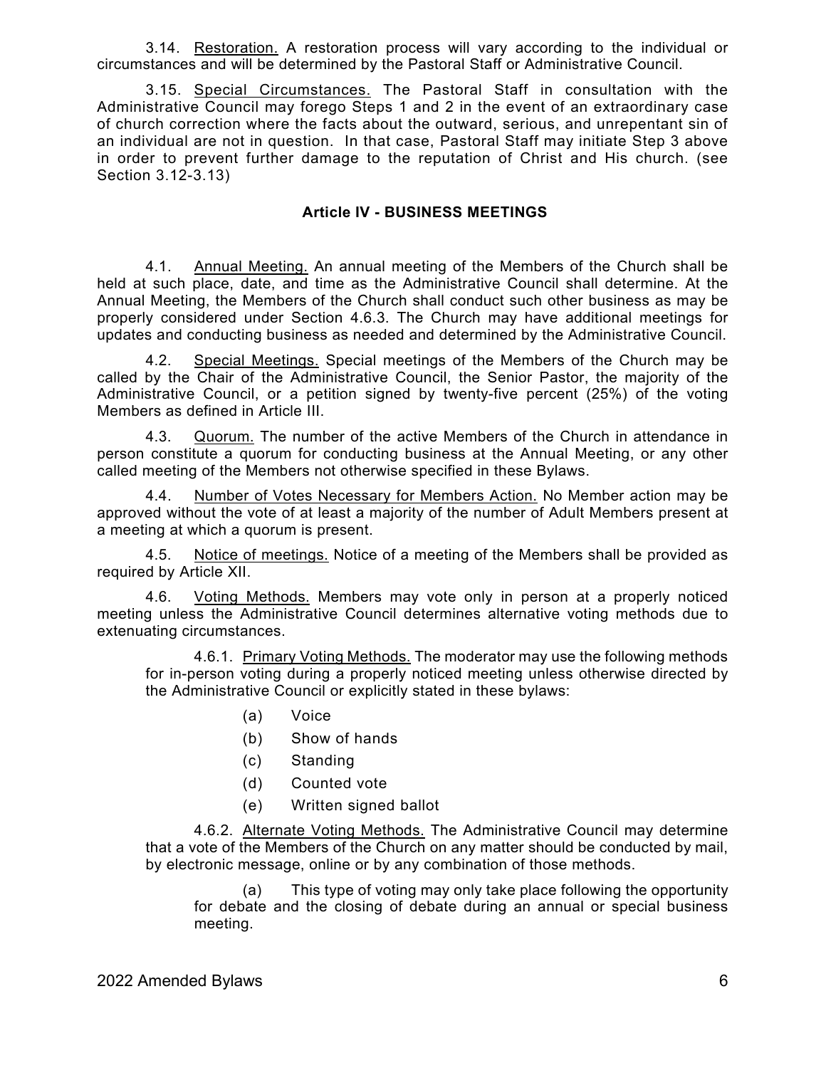3.14. Restoration. A restoration process will vary according to the individual or circumstances and will be determined by the Pastoral Staff or Administrative Council.

3.15. Special Circumstances. The Pastoral Staff in consultation with the Administrative Council may forego Steps 1 and 2 in the event of an extraordinary case of church correction where the facts about the outward, serious, and unrepentant sin of an individual are not in question. In that case, Pastoral Staff may initiate Step 3 above in order to prevent further damage to the reputation of Christ and His church. (see Section 3.12-3.13)

## Article IV - BUSINESS MEETINGS

4.1. Annual Meeting. An annual meeting of the Members of the Church shall be held at such place, date, and time as the Administrative Council shall determine. At the Annual Meeting, the Members of the Church shall conduct such other business as may be properly considered under Section 4.6.3. The Church may have additional meetings for updates and conducting business as needed and determined by the Administrative Council.

4.2. Special Meetings. Special meetings of the Members of the Church may be called by the Chair of the Administrative Council, the Senior Pastor, the majority of the Administrative Council, or a petition signed by twenty-five percent (25%) of the voting Members as defined in Article III.

4.3. Quorum. The number of the active Members of the Church in attendance in person constitute a quorum for conducting business at the Annual Meeting, or any other called meeting of the Members not otherwise specified in these Bylaws.

4.4. Number of Votes Necessary for Members Action. No Member action may be approved without the vote of at least a majority of the number of Adult Members present at a meeting at which a quorum is present.

4.5. Notice of meetings. Notice of a meeting of the Members shall be provided as required by Article XII.

4.6. Voting Methods. Members may vote only in person at a properly noticed meeting unless the Administrative Council determines alternative voting methods due to extenuating circumstances.

4.6.1. Primary Voting Methods. The moderator may use the following methods for in-person voting during a properly noticed meeting unless otherwise directed by the Administrative Council or explicitly stated in these bylaws:

(a) Voice

(b) Show of hands

(c) Standing

(d) Counted vote

(e) Written signed ballot

4.6.2. Alternate Voting Methods. The Administrative Council may determine that a vote of the Members of the Church on any matter should be conducted by mail, by electronic message, online or by any combination of those methods.

(a) This type of voting may only take place following the opportunity for debate and the closing of debate during an annual or special business meeting.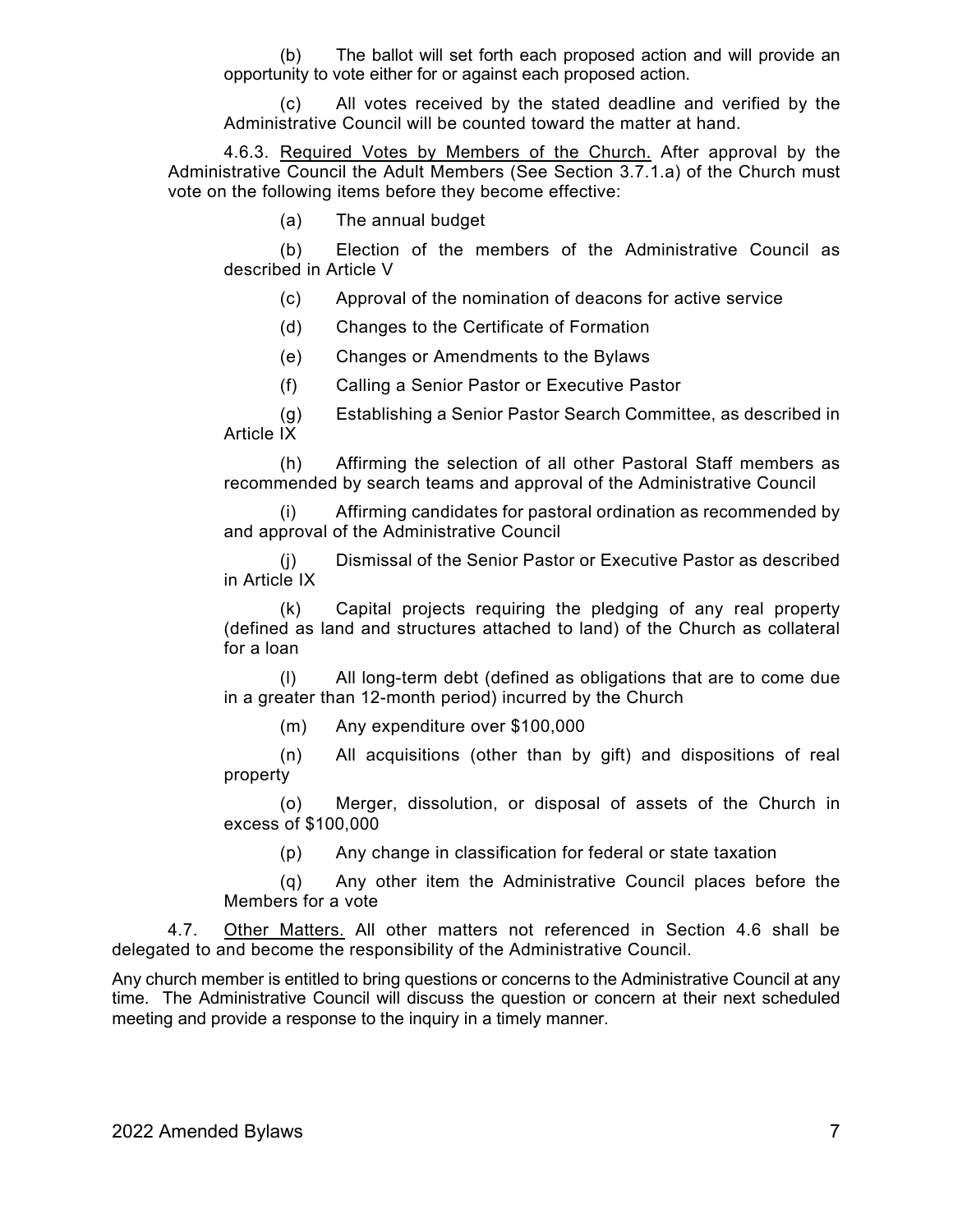(b) The ballot will set forth each proposed action and will provide an opportunity to vote either for or against each proposed action.

(c) All votes received by the stated deadline and verified by the Administrative Council will be counted toward the matter at hand.

4.6.3. <u>Required Votes by Members of the Church.</u> After approval by the Administrative Council the Adult Members (See Section 3.7.1.a) of the Church must vote on the following items before they become effective:

(a) The annual budget

(b) Election of the members of the Administrative Council as described in Article V

(c) Approval of the nomination of deacons for active service

(d) Changes to the Certificate of Formation

(e) Changes or Amendments to the Bylaws

(f) Calling a Senior Pastor or Executive Pastor

(g) Establishing a Senior Pastor Search Committee, as described in Article IX

(h) Affirming the selection of all other Pastoral Staff members as recommended by search teams and approval of the Administrative Council

(i) Affirming candidates for pastoral ordination as recommended by and approval of the Administrative Council

(j) Dismissal of the Senior Pastor or Executive Pastor as described in Article IX

(k) Capital projects requiring the pledging of any real property (defined as land and structures attached to land) of the Church as collateral for a loan

(l) All long-term debt (defined as obligations that are to come due in a greater than 12-month period) incurred by the Church

(m) Any expenditure over $100,000

(n) All acquisitions (other than by gift) and dispositions of real property

(o) Merger, dissolution, or disposal of assets of the Church in excess of $100,000

(p) Any change in classification for federal or state taxation

(q) Any other item the Administrative Council places before the Members for a vote

4.7. <u>Other Matters.</u> All other matters not referenced in Section 4.6 shall be delegated to and become the responsibility of the Administrative Council.

Any church member is entitled to bring questions or concerns to the Administrative Council at any time. The Administrative Council will discuss the question or concern at their next scheduled meeting and provide a response to the inquiry in a timely manner.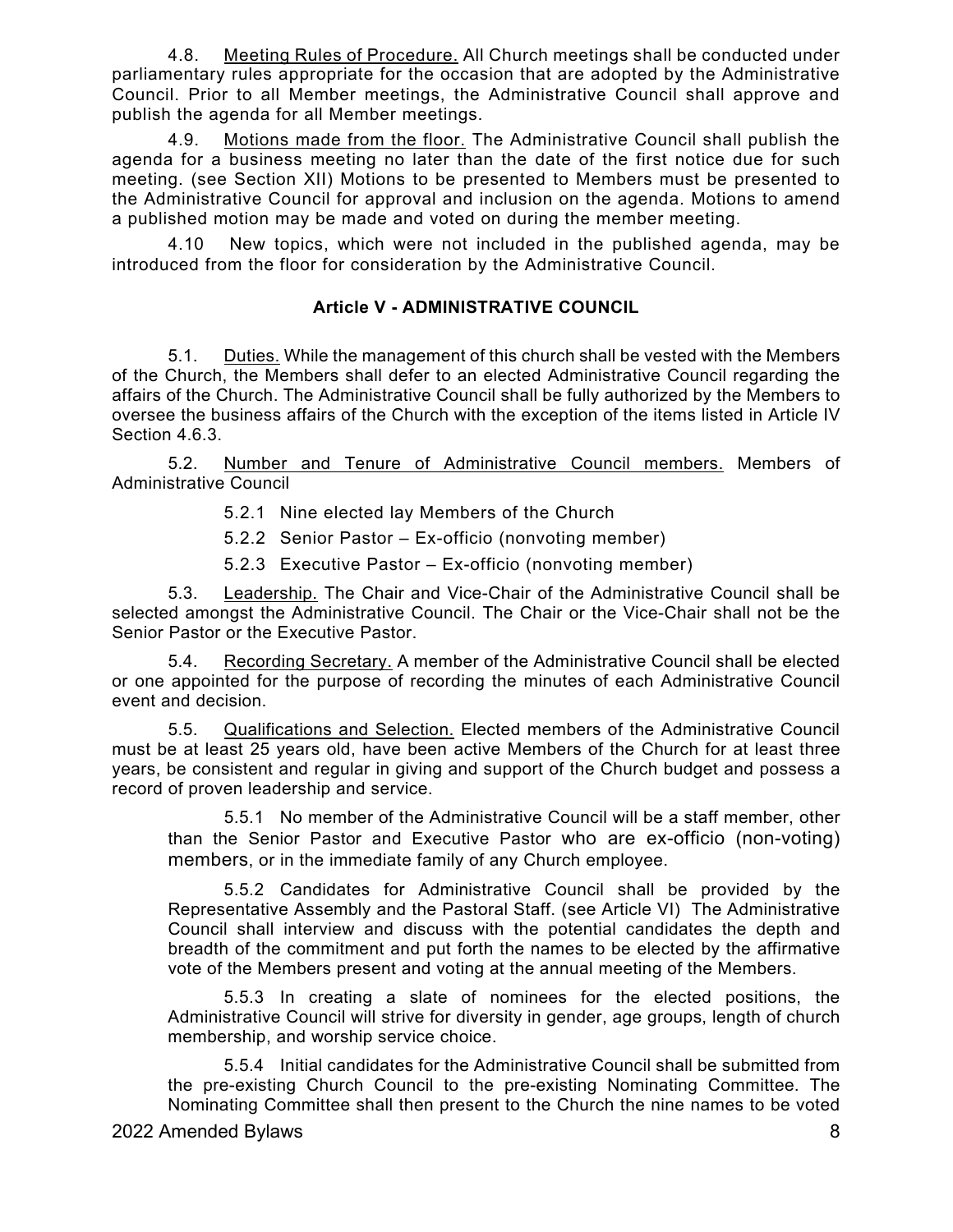4.8. <u>Meeting Rules of Procedure.</u> All Church meetings shall be conducted under parliamentary rules appropriate for the occasion that are adopted by the Administrative Council. Prior to all Member meetings, the Administrative Council shall approve and publish the agenda for all Member meetings.

4.9. <u>Motions made from the floor.</u> The Administrative Council shall publish the agenda for a business meeting no later than the date of the first notice due for such meeting. (see Section XII) Motions to be presented to Members must be presented to the Administrative Council for approval and inclusion on the agenda. Motions to amend a published motion may be made and voted on during the member meeting.

4.10 New topics, which were not included in the published agenda, may be introduced from the floor for consideration by the Administrative Council.

## Article V - ADMINISTRATIVE COUNCIL

5.1. <u>Duties.</u> While the management of this church shall be vested with the Members of the Church, the Members shall defer to an elected Administrative Council regarding the affairs of the Church. The Administrative Council shall be fully authorized by the Members to oversee the business affairs of the Church with the exception of the items listed in Article IV Section 4.6.3.

5.2. <u>Number and Tenure of Administrative Council members.</u> Members of Administrative Council

5.2.1 Nine elected lay Members of the Church

5.2.2 Senior Pastor – Ex-officio (nonvoting member)

5.2.3 Executive Pastor – Ex-officio (nonvoting member)

5.3. <u>Leadership.</u> The Chair and Vice-Chair of the Administrative Council shall be selected amongst the Administrative Council. The Chair or the Vice-Chair shall not be the Senior Pastor or the Executive Pastor.

5.4. <u>Recording Secretary.</u> A member of the Administrative Council shall be elected or one appointed for the purpose of recording the minutes of each Administrative Council event and decision.

5.5. <u>Qualifications and Selection.</u> Elected members of the Administrative Council must be at least 25 years old, have been active Members of the Church for at least three years, be consistent and regular in giving and support of the Church budget and possess a record of proven leadership and service.

5.5.1 No member of the Administrative Council will be a staff member, other than the Senior Pastor and Executive Pastor who are ex-officio (non-voting) members, or in the immediate family of any Church employee.

5.5.2 Candidates for Administrative Council shall be provided by the Representative Assembly and the Pastoral Staff. (see Article VI) The Administrative Council shall interview and discuss with the potential candidates the depth and breadth of the commitment and put forth the names to be elected by the affirmative vote of the Members present and voting at the annual meeting of the Members.

5.5.3 In creating a slate of nominees for the elected positions, the Administrative Council will strive for diversity in gender, age groups, length of church membership, and worship service choice.

5.5.4 Initial candidates for the Administrative Council shall be submitted from the pre-existing Church Council to the pre-existing Nominating Committee. The Nominating Committee shall then present to the Church the nine names to be voted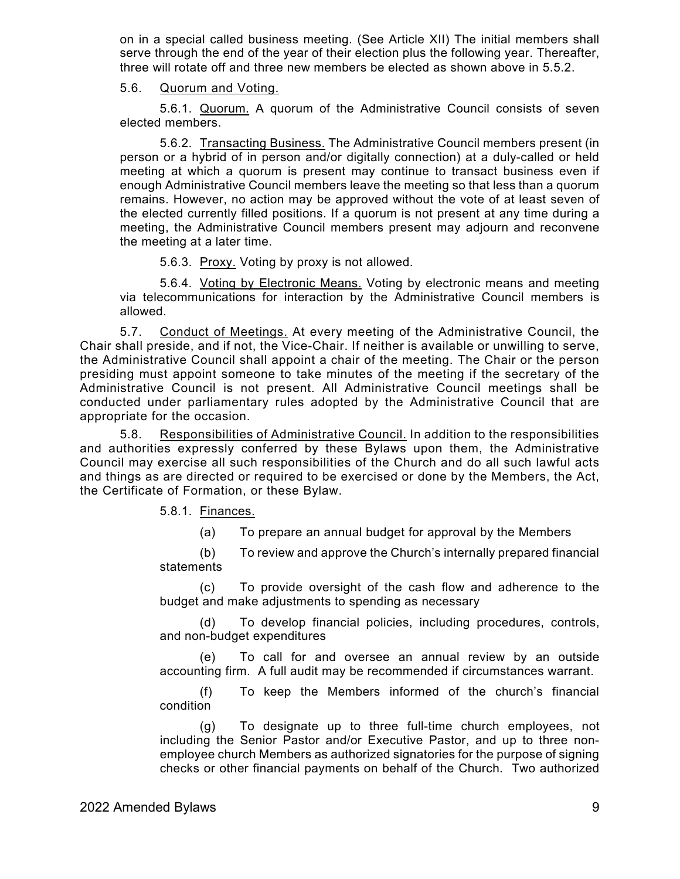on in a special called business meeting. (See Article XII) The initial members shall serve through the end of the year of their election plus the following year. Thereafter, three will rotate off and three new members be elected as shown above in 5.5.2.

5.6. Quorum and Voting.

5.6.1. Quorum. A quorum of the Administrative Council consists of seven elected members.

5.6.2. Transacting Business. The Administrative Council members present (in person or a hybrid of in person and/or digitally connection) at a duly-called or held meeting at which a quorum is present may continue to transact business even if enough Administrative Council members leave the meeting so that less than a quorum remains. However, no action may be approved without the vote of at least seven of the elected currently filled positions. If a quorum is not present at any time during a meeting, the Administrative Council members present may adjourn and reconvene the meeting at a later time.

5.6.3. Proxy. Voting by proxy is not allowed.

5.6.4. Voting by Electronic Means. Voting by electronic means and meeting via telecommunications for interaction by the Administrative Council members is allowed.

5.7. Conduct of Meetings. At every meeting of the Administrative Council, the Chair shall preside, and if not, the Vice-Chair. If neither is available or unwilling to serve, the Administrative Council shall appoint a chair of the meeting. The Chair or the person presiding must appoint someone to take minutes of the meeting if the secretary of the Administrative Council is not present. All Administrative Council meetings shall be conducted under parliamentary rules adopted by the Administrative Council that are appropriate for the occasion.

5.8. Responsibilities of Administrative Council. In addition to the responsibilities and authorities expressly conferred by these Bylaws upon them, the Administrative Council may exercise all such responsibilities of the Church and do all such lawful acts and things as are directed or required to be exercised or done by the Members, the Act, the Certificate of Formation, or these Bylaw.

5.8.1. Finances.

(a) To prepare an annual budget for approval by the Members

(b) To review and approve the Church's internally prepared financial statements

(c) To provide oversight of the cash flow and adherence to the budget and make adjustments to spending as necessary

(d) To develop financial policies, including procedures, controls, and non-budget expenditures

(e) To call for and oversee an annual review by an outside accounting firm. A full audit may be recommended if circumstances warrant.

(f) To keep the Members informed of the church's financial condition

(g) To designate up to three full-time church employees, not including the Senior Pastor and/or Executive Pastor, and up to three non-employee church Members as authorized signatories for the purpose of signing checks or other financial payments on behalf of the Church. Two authorized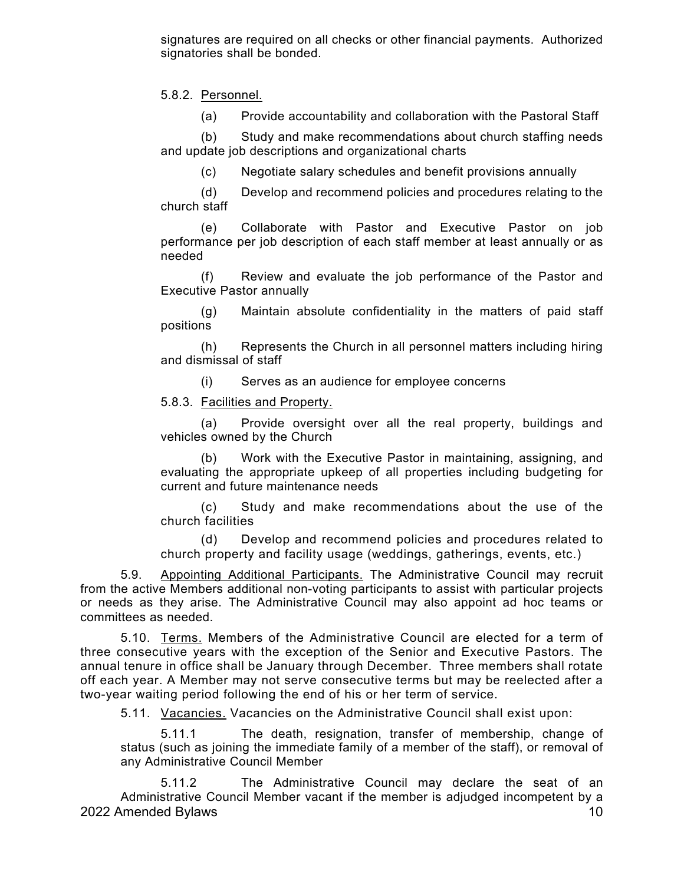signatures are required on all checks or other financial payments. Authorized signatories shall be bonded.

5.8.2. Personnel.

(a) Provide accountability and collaboration with the Pastoral Staff

(b) Study and make recommendations about church staffing needs and update job descriptions and organizational charts

(c) Negotiate salary schedules and benefit provisions annually

(d) Develop and recommend policies and procedures relating to the church staff

(e) Collaborate with Pastor and Executive Pastor on job performance per job description of each staff member at least annually or as needed

(f) Review and evaluate the job performance of the Pastor and Executive Pastor annually

(g) Maintain absolute confidentiality in the matters of paid staff positions

(h) Represents the Church in all personnel matters including hiring and dismissal of staff

(i) Serves as an audience for employee concerns

5.8.3. Facilities and Property.

(a) Provide oversight over all the real property, buildings and vehicles owned by the Church

(b) Work with the Executive Pastor in maintaining, assigning, and evaluating the appropriate upkeep of all properties including budgeting for current and future maintenance needs

(c) Study and make recommendations about the use of the church facilities

(d) Develop and recommend policies and procedures related to church property and facility usage (weddings, gatherings, events, etc.)

5.9. Appointing Additional Participants. The Administrative Council may recruit from the active Members additional non-voting participants to assist with particular projects or needs as they arise. The Administrative Council may also appoint ad hoc teams or committees as needed.

5.10. Terms. Members of the Administrative Council are elected for a term of three consecutive years with the exception of the Senior and Executive Pastors. The annual tenure in office shall be January through December. Three members shall rotate off each year. A Member may not serve consecutive terms but may be reelected after a two-year waiting period following the end of his or her term of service.

5.11. Vacancies. Vacancies on the Administrative Council shall exist upon:

5.11.1 The death, resignation, transfer of membership, change of status (such as joining the immediate family of a member of the staff), or removal of any Administrative Council Member

5.11.2 The Administrative Council may declare the seat of an Administrative Council Member vacant if the member is adjudged incompetent by a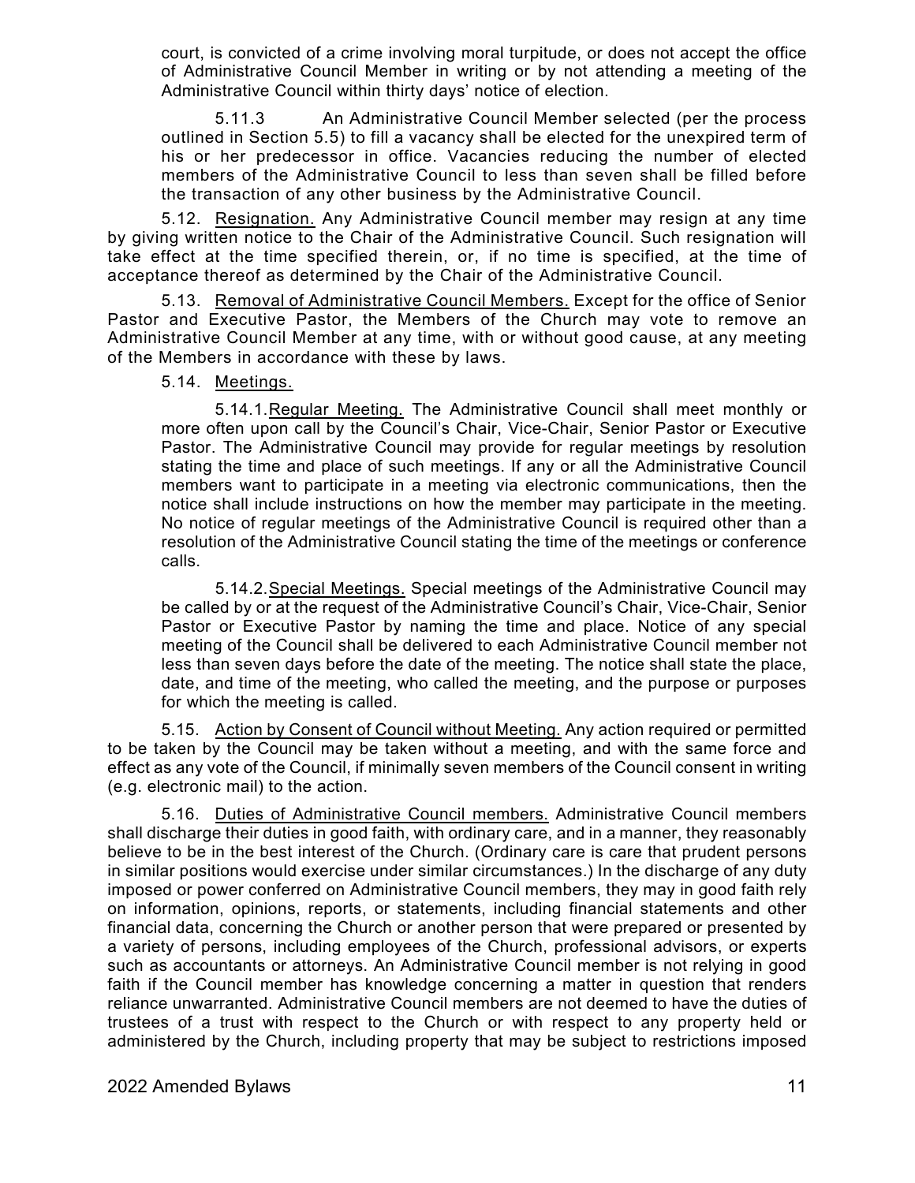court, is convicted of a crime involving moral turpitude, or does not accept the office of Administrative Council Member in writing or by not attending a meeting of the Administrative Council within thirty days' notice of election.

5.11.3 An Administrative Council Member selected (per the process outlined in Section 5.5) to fill a vacancy shall be elected for the unexpired term of his or her predecessor in office. Vacancies reducing the number of elected members of the Administrative Council to less than seven shall be filled before the transaction of any other business by the Administrative Council.

5.12. Resignation. Any Administrative Council member may resign at any time by giving written notice to the Chair of the Administrative Council. Such resignation will take effect at the time specified therein, or, if no time is specified, at the time of acceptance thereof as determined by the Chair of the Administrative Council.

5.13. Removal of Administrative Council Members. Except for the office of Senior Pastor and Executive Pastor, the Members of the Church may vote to remove an Administrative Council Member at any time, with or without good cause, at any meeting of the Members in accordance with these by laws.

5.14. Meetings.

5.14.1. Regular Meeting. The Administrative Council shall meet monthly or more often upon call by the Council's Chair, Vice-Chair, Senior Pastor or Executive Pastor. The Administrative Council may provide for regular meetings by resolution stating the time and place of such meetings. If any or all the Administrative Council members want to participate in a meeting via electronic communications, then the notice shall include instructions on how the member may participate in the meeting. No notice of regular meetings of the Administrative Council is required other than a resolution of the Administrative Council stating the time of the meetings or conference calls.

5.14.2. Special Meetings. Special meetings of the Administrative Council may be called by or at the request of the Administrative Council's Chair, Vice-Chair, Senior Pastor or Executive Pastor by naming the time and place. Notice of any special meeting of the Council shall be delivered to each Administrative Council member not less than seven days before the date of the meeting. The notice shall state the place, date, and time of the meeting, who called the meeting, and the purpose or purposes for which the meeting is called.

5.15. Action by Consent of Council without Meeting. Any action required or permitted to be taken by the Council may be taken without a meeting, and with the same force and effect as any vote of the Council, if minimally seven members of the Council consent in writing (e.g. electronic mail) to the action.

5.16. Duties of Administrative Council members. Administrative Council members shall discharge their duties in good faith, with ordinary care, and in a manner, they reasonably believe to be in the best interest of the Church. (Ordinary care is care that prudent persons in similar positions would exercise under similar circumstances.) In the discharge of any duty imposed or power conferred on Administrative Council members, they may in good faith rely on information, opinions, reports, or statements, including financial statements and other financial data, concerning the Church or another person that were prepared or presented by a variety of persons, including employees of the Church, professional advisors, or experts such as accountants or attorneys. An Administrative Council member is not relying in good faith if the Council member has knowledge concerning a matter in question that renders reliance unwarranted. Administrative Council members are not deemed to have the duties of trustees of a trust with respect to the Church or with respect to any property held or administered by the Church, including property that may be subject to restrictions imposed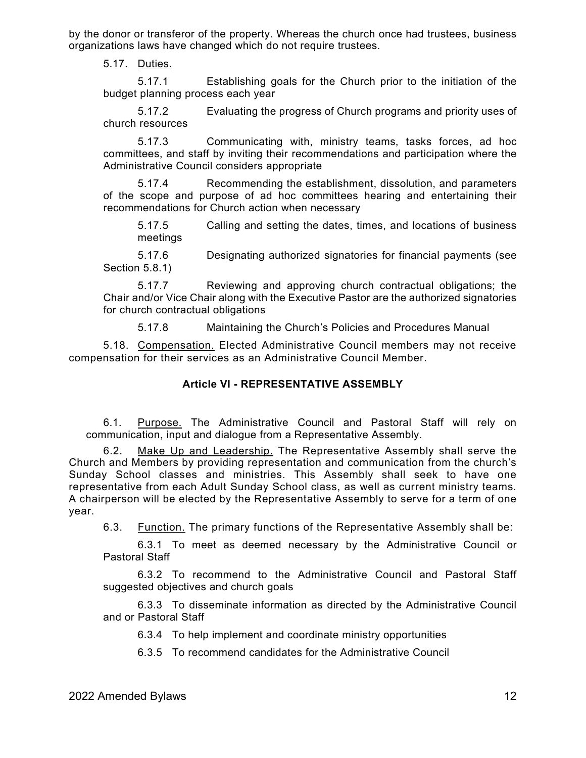by the donor or transferor of the property. Whereas the church once had trustees, business organizations laws have changed which do not require trustees.

5.17. Duties.

5.17.1 Establishing goals for the Church prior to the initiation of the budget planning process each year

5.17.2 Evaluating the progress of Church programs and priority uses of church resources

5.17.3 Communicating with, ministry teams, tasks forces, ad hoc committees, and staff by inviting their recommendations and participation where the Administrative Council considers appropriate

5.17.4 Recommending the establishment, dissolution, and parameters of the scope and purpose of ad hoc committees hearing and entertaining their recommendations for Church action when necessary

5.17.5 Calling and setting the dates, times, and locations of business meetings

5.17.6 Designating authorized signatories for financial payments (see Section 5.8.1)

5.17.7 Reviewing and approving church contractual obligations; the Chair and/or Vice Chair along with the Executive Pastor are the authorized signatories for church contractual obligations

5.17.8 Maintaining the Church's Policies and Procedures Manual

5.18. Compensation. Elected Administrative Council members may not receive compensation for their services as an Administrative Council Member.

## Article VI - REPRESENTATIVE ASSEMBLY

6.1. Purpose. The Administrative Council and Pastoral Staff will rely on communication, input and dialogue from a Representative Assembly.

6.2. Make Up and Leadership. The Representative Assembly shall serve the Church and Members by providing representation and communication from the church's Sunday School classes and ministries. This Assembly shall seek to have one representative from each Adult Sunday School class, as well as current ministry teams. A chairperson will be elected by the Representative Assembly to serve for a term of one year.

6.3. Function. The primary functions of the Representative Assembly shall be:

6.3.1 To meet as deemed necessary by the Administrative Council or Pastoral Staff

6.3.2 To recommend to the Administrative Council and Pastoral Staff suggested objectives and church goals

6.3.3 To disseminate information as directed by the Administrative Council and or Pastoral Staff

6.3.4 To help implement and coordinate ministry opportunities

6.3.5 To recommend candidates for the Administrative Council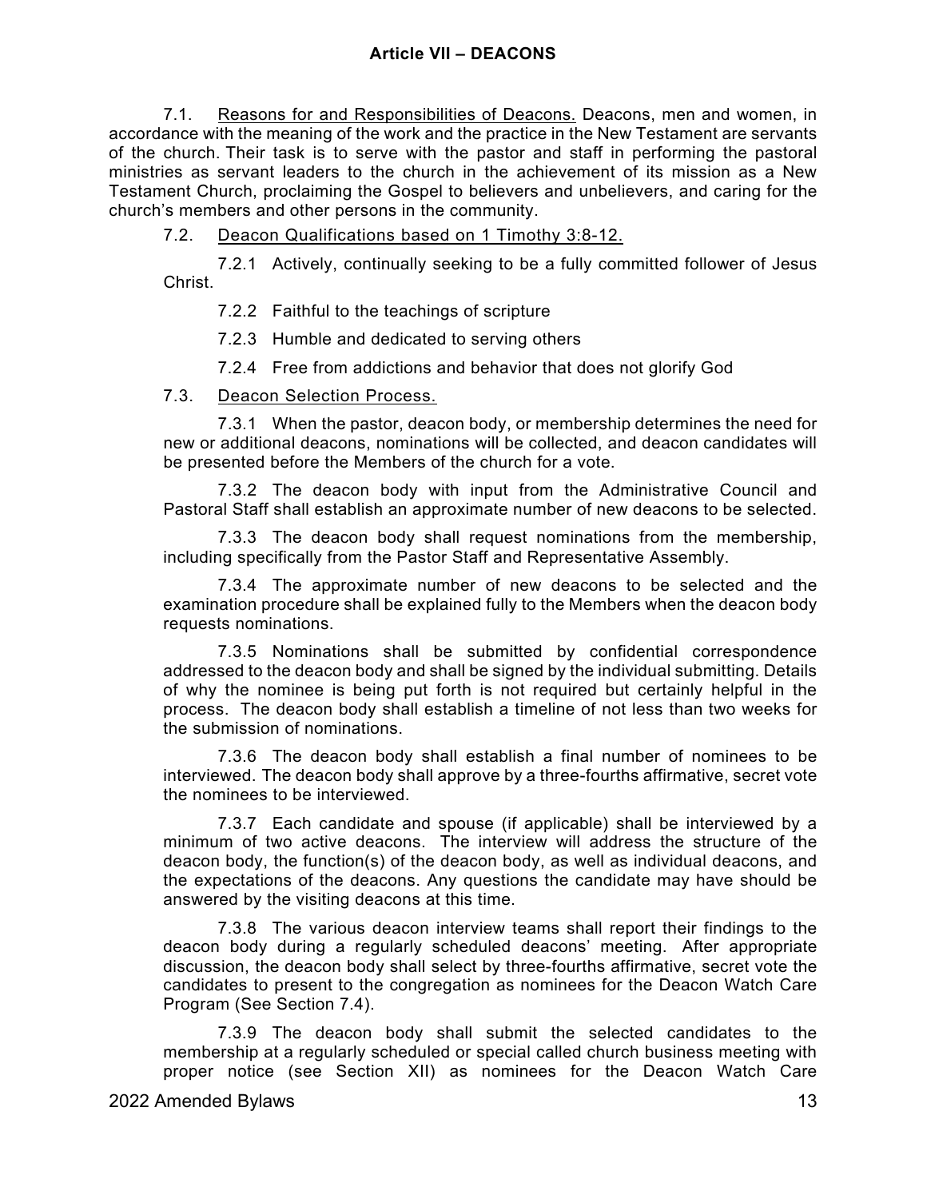## Article VII – DEACONS

7.1. Reasons for and Responsibilities of Deacons. Deacons, men and women, in accordance with the meaning of the work and the practice in the New Testament are servants of the church. Their task is to serve with the pastor and staff in performing the pastoral ministries as servant leaders to the church in the achievement of its mission as a New Testament Church, proclaiming the Gospel to believers and unbelievers, and caring for the church's members and other persons in the community.

7.2. Deacon Qualifications based on 1 Timothy 3:8-12.

7.2.1 Actively, continually seeking to be a fully committed follower of Jesus Christ.

7.2.2 Faithful to the teachings of scripture

7.2.3 Humble and dedicated to serving others

7.2.4 Free from addictions and behavior that does not glorify God

7.3. Deacon Selection Process.

7.3.1 When the pastor, deacon body, or membership determines the need for new or additional deacons, nominations will be collected, and deacon candidates will be presented before the Members of the church for a vote.

7.3.2 The deacon body with input from the Administrative Council and Pastoral Staff shall establish an approximate number of new deacons to be selected.

7.3.3 The deacon body shall request nominations from the membership, including specifically from the Pastor Staff and Representative Assembly.

7.3.4 The approximate number of new deacons to be selected and the examination procedure shall be explained fully to the Members when the deacon body requests nominations.

7.3.5 Nominations shall be submitted by confidential correspondence addressed to the deacon body and shall be signed by the individual submitting. Details of why the nominee is being put forth is not required but certainly helpful in the process. The deacon body shall establish a timeline of not less than two weeks for the submission of nominations.

7.3.6 The deacon body shall establish a final number of nominees to be interviewed. The deacon body shall approve by a three-fourths affirmative, secret vote the nominees to be interviewed.

7.3.7 Each candidate and spouse (if applicable) shall be interviewed by a minimum of two active deacons. The interview will address the structure of the deacon body, the function(s) of the deacon body, as well as individual deacons, and the expectations of the deacons. Any questions the candidate may have should be answered by the visiting deacons at this time.

7.3.8 The various deacon interview teams shall report their findings to the deacon body during a regularly scheduled deacons' meeting. After appropriate discussion, the deacon body shall select by three-fourths affirmative, secret vote the candidates to present to the congregation as nominees for the Deacon Watch Care Program (See Section 7.4).

7.3.9 The deacon body shall submit the selected candidates to the membership at a regularly scheduled or special called church business meeting with proper notice (see Section XII) as nominees for the Deacon Watch Care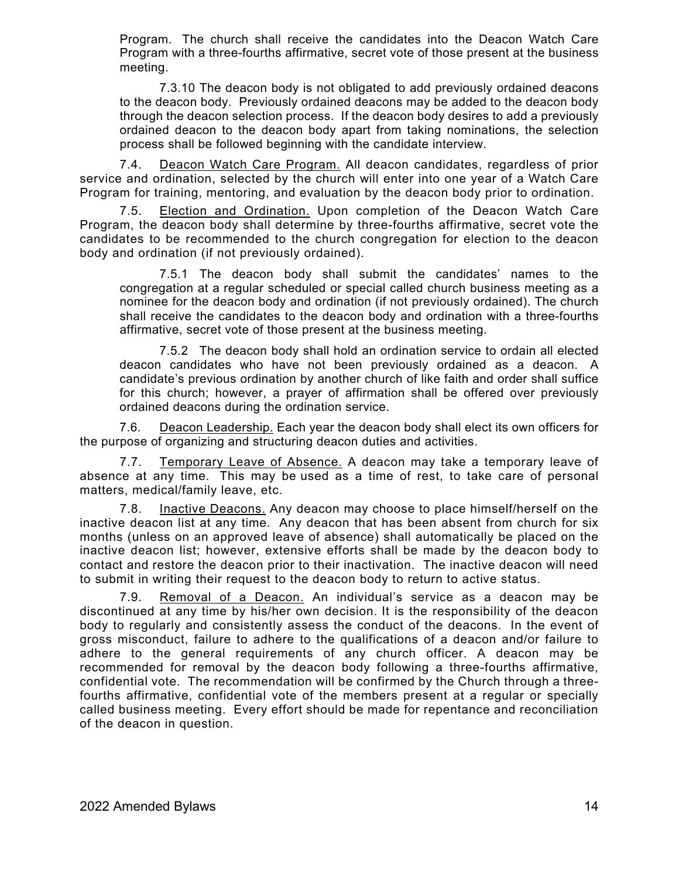Program. The church shall receive the candidates into the Deacon Watch Care Program with a three-fourths affirmative, secret vote of those present at the business meeting.

7.3.10 The deacon body is not obligated to add previously ordained deacons to the deacon body. Previously ordained deacons may be added to the deacon body through the deacon selection process. If the deacon body desires to add a previously ordained deacon to the deacon body apart from taking nominations, the selection process shall be followed beginning with the candidate interview.

7.4. Deacon Watch Care Program. All deacon candidates, regardless of prior service and ordination, selected by the church will enter into one year of a Watch Care Program for training, mentoring, and evaluation by the deacon body prior to ordination.

7.5. Election and Ordination. Upon completion of the Deacon Watch Care Program, the deacon body shall determine by three-fourths affirmative, secret vote the candidates to be recommended to the church congregation for election to the deacon body and ordination (if not previously ordained).

7.5.1 The deacon body shall submit the candidates' names to the congregation at a regular scheduled or special called church business meeting as a nominee for the deacon body and ordination (if not previously ordained). The church shall receive the candidates to the deacon body and ordination with a three-fourths affirmative, secret vote of those present at the business meeting.

7.5.2 The deacon body shall hold an ordination service to ordain all elected deacon candidates who have not been previously ordained as a deacon. A candidate's previous ordination by another church of like faith and order shall suffice for this church; however, a prayer of affirmation shall be offered over previously ordained deacons during the ordination service.

7.6. Deacon Leadership. Each year the deacon body shall elect its own officers for the purpose of organizing and structuring deacon duties and activities.

7.7. Temporary Leave of Absence. A deacon may take a temporary leave of absence at any time. This may be used as a time of rest, to take care of personal matters, medical/family leave, etc.

7.8. Inactive Deacons. Any deacon may choose to place himself/herself on the inactive deacon list at any time. Any deacon that has been absent from church for six months (unless on an approved leave of absence) shall automatically be placed on the inactive deacon list; however, extensive efforts shall be made by the deacon body to contact and restore the deacon prior to their inactivation. The inactive deacon will need to submit in writing their request to the deacon body to return to active status.

7.9. Removal of a Deacon. An individual's service as a deacon may be discontinued at any time by his/her own decision. It is the responsibility of the deacon body to regularly and consistently assess the conduct of the deacons. In the event of gross misconduct, failure to adhere to the qualifications of a deacon and/or failure to adhere to the general requirements of any church officer. A deacon may be recommended for removal by the deacon body following a three-fourths affirmative, confidential vote. The recommendation will be confirmed by the Church through a three-fourths affirmative, confidential vote of the members present at a regular or specially called business meeting. Every effort should be made for repentance and reconciliation of the deacon in question.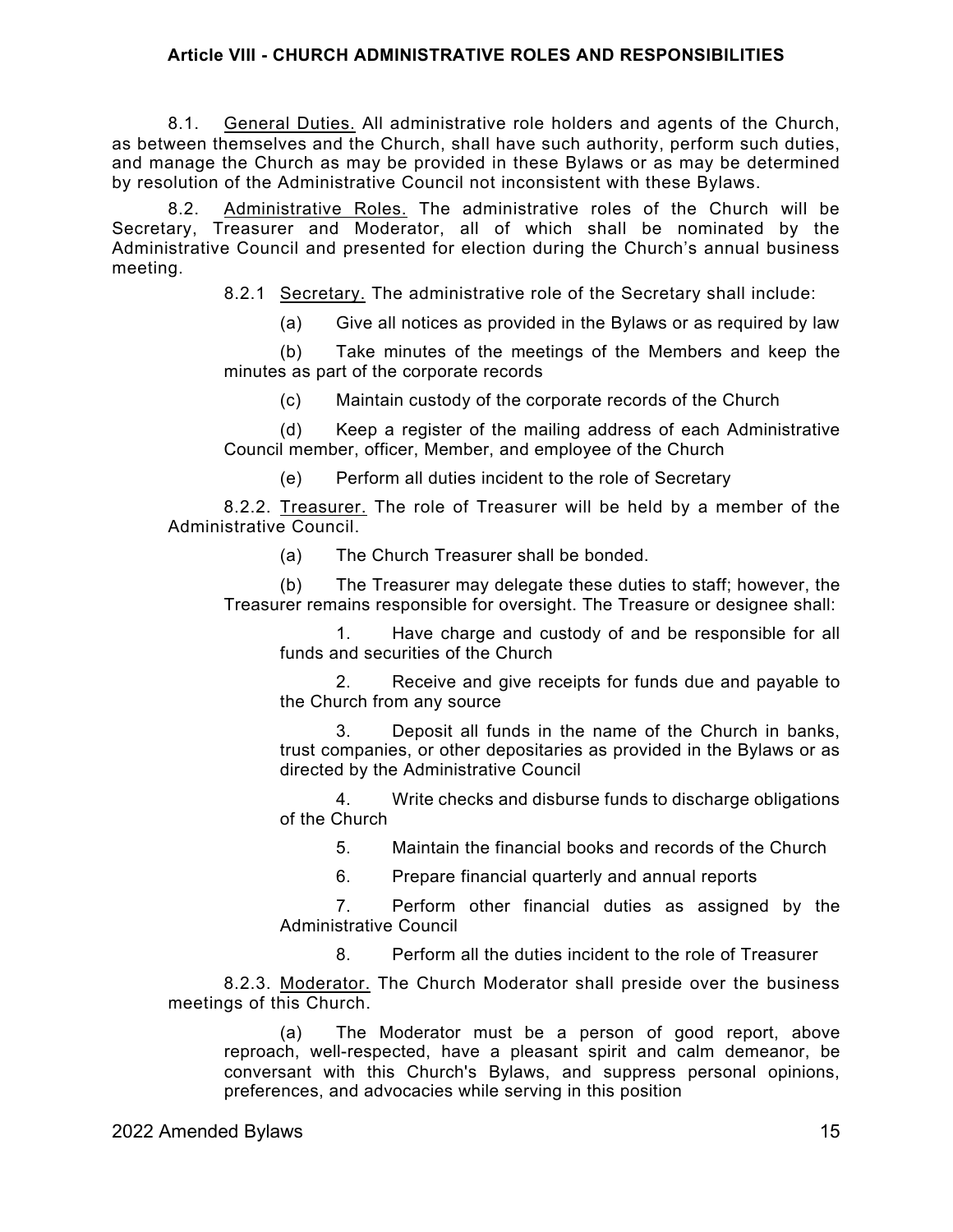## Article VIII - CHURCH ADMINISTRATIVE ROLES AND RESPONSIBILITIES

8.1. General Duties. All administrative role holders and agents of the Church, as between themselves and the Church, shall have such authority, perform such duties, and manage the Church as may be provided in these Bylaws or as may be determined by resolution of the Administrative Council not inconsistent with these Bylaws.

8.2. Administrative Roles. The administrative roles of the Church will be Secretary, Treasurer and Moderator, all of which shall be nominated by the Administrative Council and presented for election during the Church's annual business meeting.

8.2.1 Secretary. The administrative role of the Secretary shall include:

(a) Give all notices as provided in the Bylaws or as required by law

(b) Take minutes of the meetings of the Members and keep the minutes as part of the corporate records

(c) Maintain custody of the corporate records of the Church

(d) Keep a register of the mailing address of each Administrative Council member, officer, Member, and employee of the Church

(e) Perform all duties incident to the role of Secretary

8.2.2. Treasurer. The role of Treasurer will be held by a member of the Administrative Council.

(a) The Church Treasurer shall be bonded.

(b) The Treasurer may delegate these duties to staff; however, the Treasurer remains responsible for oversight. The Treasure or designee shall:

1. Have charge and custody of and be responsible for all funds and securities of the Church

2. Receive and give receipts for funds due and payable to the Church from any source

3. Deposit all funds in the name of the Church in banks, trust companies, or other depositaries as provided in the Bylaws or as directed by the Administrative Council

4. Write checks and disburse funds to discharge obligations of the Church

5. Maintain the financial books and records of the Church

6. Prepare financial quarterly and annual reports

7. Perform other financial duties as assigned by the Administrative Council

8. Perform all the duties incident to the role of Treasurer

8.2.3. Moderator. The Church Moderator shall preside over the business meetings of this Church.

(a) The Moderator must be a person of good report, above reproach, well-respected, have a pleasant spirit and calm demeanor, be conversant with this Church's Bylaws, and suppress personal opinions, preferences, and advocacies while serving in this position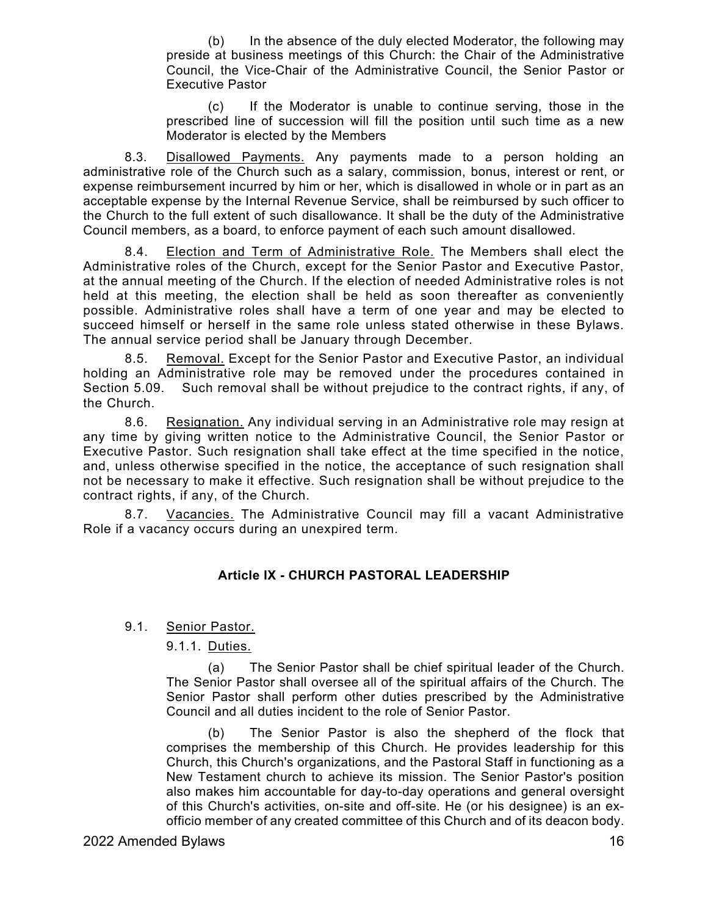(b) In the absence of the duly elected Moderator, the following may preside at business meetings of this Church: the Chair of the Administrative Council, the Vice-Chair of the Administrative Council, the Senior Pastor or Executive Pastor

(c) If the Moderator is unable to continue serving, those in the prescribed line of succession will fill the position until such time as a new Moderator is elected by the Members

8.3. Disallowed Payments. Any payments made to a person holding an administrative role of the Church such as a salary, commission, bonus, interest or rent, or expense reimbursement incurred by him or her, which is disallowed in whole or in part as an acceptable expense by the Internal Revenue Service, shall be reimbursed by such officer to the Church to the full extent of such disallowance. It shall be the duty of the Administrative Council members, as a board, to enforce payment of each such amount disallowed.

8.4. Election and Term of Administrative Role. The Members shall elect the Administrative roles of the Church, except for the Senior Pastor and Executive Pastor, at the annual meeting of the Church. If the election of needed Administrative roles is not held at this meeting, the election shall be held as soon thereafter as conveniently possible. Administrative roles shall have a term of one year and may be elected to succeed himself or herself in the same role unless stated otherwise in these Bylaws. The annual service period shall be January through December.

8.5. Removal. Except for the Senior Pastor and Executive Pastor, an individual holding an Administrative role may be removed under the procedures contained in Section 5.09. Such removal shall be without prejudice to the contract rights, if any, of the Church.

8.6. Resignation. Any individual serving in an Administrative role may resign at any time by giving written notice to the Administrative Council, the Senior Pastor or Executive Pastor. Such resignation shall take effect at the time specified in the notice, and, unless otherwise specified in the notice, the acceptance of such resignation shall not be necessary to make it effective. Such resignation shall be without prejudice to the contract rights, if any, of the Church.

8.7. Vacancies. The Administrative Council may fill a vacant Administrative Role if a vacancy occurs during an unexpired term.

## Article IX - CHURCH PASTORAL LEADERSHIP

9.1. Senior Pastor.

9.1.1. Duties.

(a) The Senior Pastor shall be chief spiritual leader of the Church. The Senior Pastor shall oversee all of the spiritual affairs of the Church. The Senior Pastor shall perform other duties prescribed by the Administrative Council and all duties incident to the role of Senior Pastor.

(b) The Senior Pastor is also the shepherd of the flock that comprises the membership of this Church. He provides leadership for this Church, this Church's organizations, and the Pastoral Staff in functioning as a New Testament church to achieve its mission. The Senior Pastor's position also makes him accountable for day-to-day operations and general oversight of this Church's activities, on-site and off-site. He (or his designee) is an ex-officio member of any created committee of this Church and of its deacon body.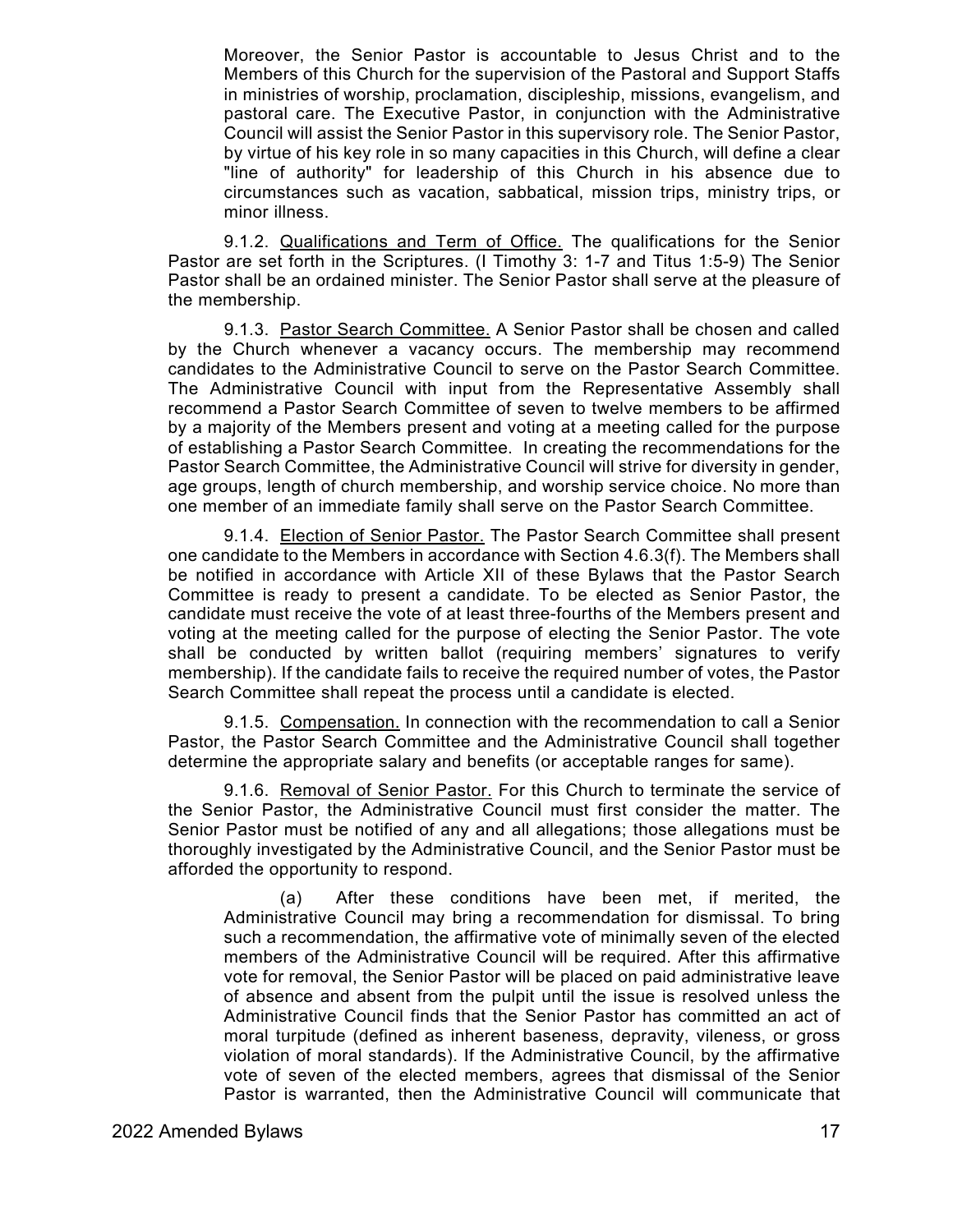Moreover, the Senior Pastor is accountable to Jesus Christ and to the Members of this Church for the supervision of the Pastoral and Support Staffs in ministries of worship, proclamation, discipleship, missions, evangelism, and pastoral care. The Executive Pastor, in conjunction with the Administrative Council will assist the Senior Pastor in this supervisory role. The Senior Pastor, by virtue of his key role in so many capacities in this Church, will define a clear "line of authority" for leadership of this Church in his absence due to circumstances such as vacation, sabbatical, mission trips, ministry trips, or minor illness.

9.1.2. Qualifications and Term of Office. The qualifications for the Senior Pastor are set forth in the Scriptures. (I Timothy 3: 1-7 and Titus 1:5-9) The Senior Pastor shall be an ordained minister. The Senior Pastor shall serve at the pleasure of the membership.

9.1.3. Pastor Search Committee. A Senior Pastor shall be chosen and called by the Church whenever a vacancy occurs. The membership may recommend candidates to the Administrative Council to serve on the Pastor Search Committee. The Administrative Council with input from the Representative Assembly shall recommend a Pastor Search Committee of seven to twelve members to be affirmed by a majority of the Members present and voting at a meeting called for the purpose of establishing a Pastor Search Committee. In creating the recommendations for the Pastor Search Committee, the Administrative Council will strive for diversity in gender, age groups, length of church membership, and worship service choice. No more than one member of an immediate family shall serve on the Pastor Search Committee.

9.1.4. Election of Senior Pastor. The Pastor Search Committee shall present one candidate to the Members in accordance with Section 4.6.3(f). The Members shall be notified in accordance with Article XII of these Bylaws that the Pastor Search Committee is ready to present a candidate. To be elected as Senior Pastor, the candidate must receive the vote of at least three-fourths of the Members present and voting at the meeting called for the purpose of electing the Senior Pastor. The vote shall be conducted by written ballot (requiring members' signatures to verify membership). If the candidate fails to receive the required number of votes, the Pastor Search Committee shall repeat the process until a candidate is elected.

9.1.5. Compensation. In connection with the recommendation to call a Senior Pastor, the Pastor Search Committee and the Administrative Council shall together determine the appropriate salary and benefits (or acceptable ranges for same).

9.1.6. Removal of Senior Pastor. For this Church to terminate the service of the Senior Pastor, the Administrative Council must first consider the matter. The Senior Pastor must be notified of any and all allegations; those allegations must be thoroughly investigated by the Administrative Council, and the Senior Pastor must be afforded the opportunity to respond.

(a) After these conditions have been met, if merited, the Administrative Council may bring a recommendation for dismissal. To bring such a recommendation, the affirmative vote of minimally seven of the elected members of the Administrative Council will be required. After this affirmative vote for removal, the Senior Pastor will be placed on paid administrative leave of absence and absent from the pulpit until the issue is resolved unless the Administrative Council finds that the Senior Pastor has committed an act of moral turpitude (defined as inherent baseness, depravity, vileness, or gross violation of moral standards). If the Administrative Council, by the affirmative vote of seven of the elected members, agrees that dismissal of the Senior Pastor is warranted, then the Administrative Council will communicate that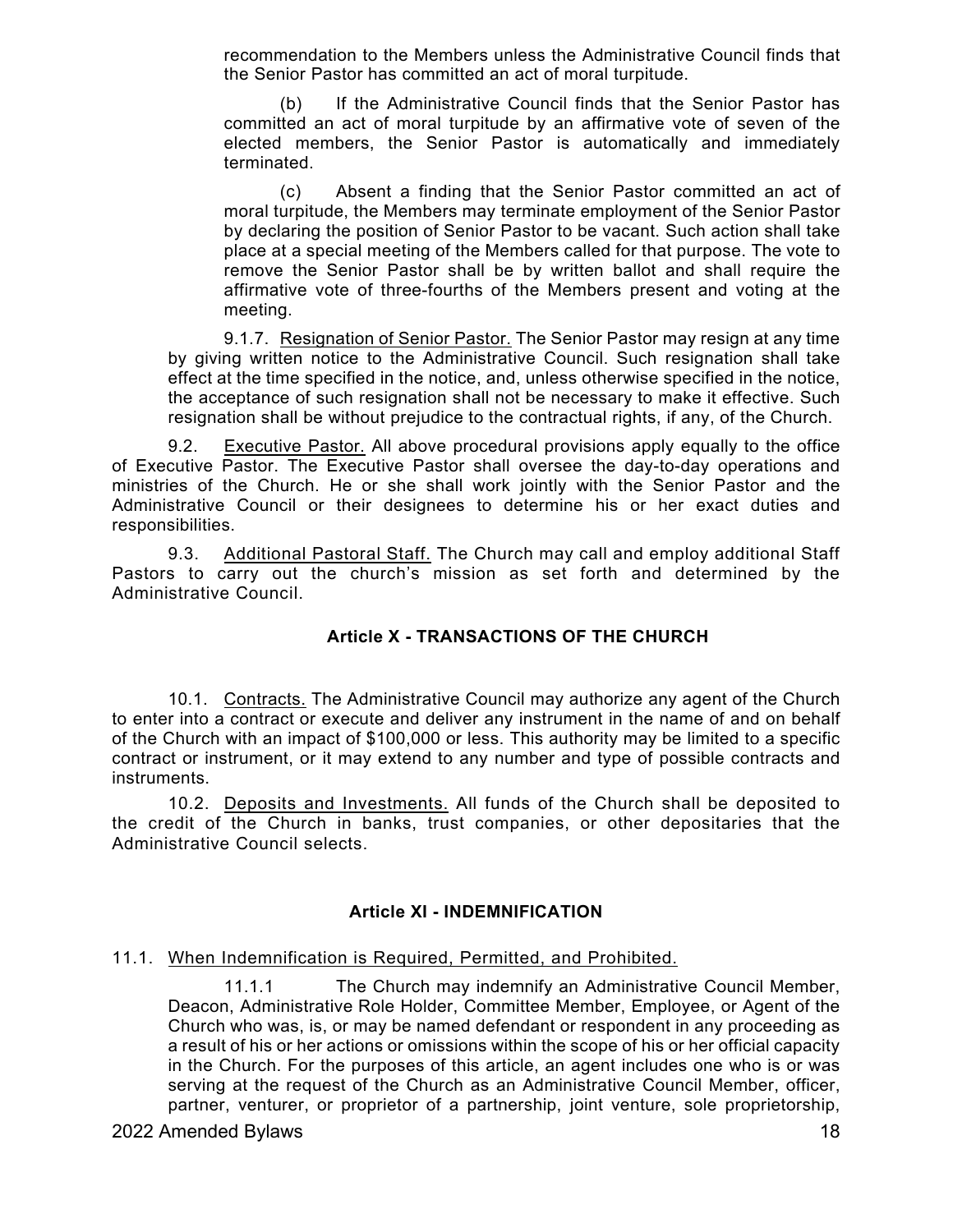recommendation to the Members unless the Administrative Council finds that the Senior Pastor has committed an act of moral turpitude.

(b) If the Administrative Council finds that the Senior Pastor has committed an act of moral turpitude by an affirmative vote of seven of the elected members, the Senior Pastor is automatically and immediately terminated.

(c) Absent a finding that the Senior Pastor committed an act of moral turpitude, the Members may terminate employment of the Senior Pastor by declaring the position of Senior Pastor to be vacant. Such action shall take place at a special meeting of the Members called for that purpose. The vote to remove the Senior Pastor shall be by written ballot and shall require the affirmative vote of three-fourths of the Members present and voting at the meeting.

9.1.7. Resignation of Senior Pastor. The Senior Pastor may resign at any time by giving written notice to the Administrative Council. Such resignation shall take effect at the time specified in the notice, and, unless otherwise specified in the notice, the acceptance of such resignation shall not be necessary to make it effective. Such resignation shall be without prejudice to the contractual rights, if any, of the Church.

9.2. Executive Pastor. All above procedural provisions apply equally to the office of Executive Pastor. The Executive Pastor shall oversee the day-to-day operations and ministries of the Church. He or she shall work jointly with the Senior Pastor and the Administrative Council or their designees to determine his or her exact duties and responsibilities.

9.3. Additional Pastoral Staff. The Church may call and employ additional Staff Pastors to carry out the church's mission as set forth and determined by the Administrative Council.

## Article X - TRANSACTIONS OF THE CHURCH

10.1. Contracts. The Administrative Council may authorize any agent of the Church to enter into a contract or execute and deliver any instrument in the name of and on behalf of the Church with an impact of $100,000 or less. This authority may be limited to a specific contract or instrument, or it may extend to any number and type of possible contracts and instruments.

10.2. Deposits and Investments. All funds of the Church shall be deposited to the credit of the Church in banks, trust companies, or other depositaries that the Administrative Council selects.

## Article XI - INDEMNIFICATION

11.1. When Indemnification is Required, Permitted, and Prohibited.

11.1.1 The Church may indemnify an Administrative Council Member, Deacon, Administrative Role Holder, Committee Member, Employee, or Agent of the Church who was, is, or may be named defendant or respondent in any proceeding as a result of his or her actions or omissions within the scope of his or her official capacity in the Church. For the purposes of this article, an agent includes one who is or was serving at the request of the Church as an Administrative Council Member, officer, partner, venturer, or proprietor of a partnership, joint venture, sole proprietorship,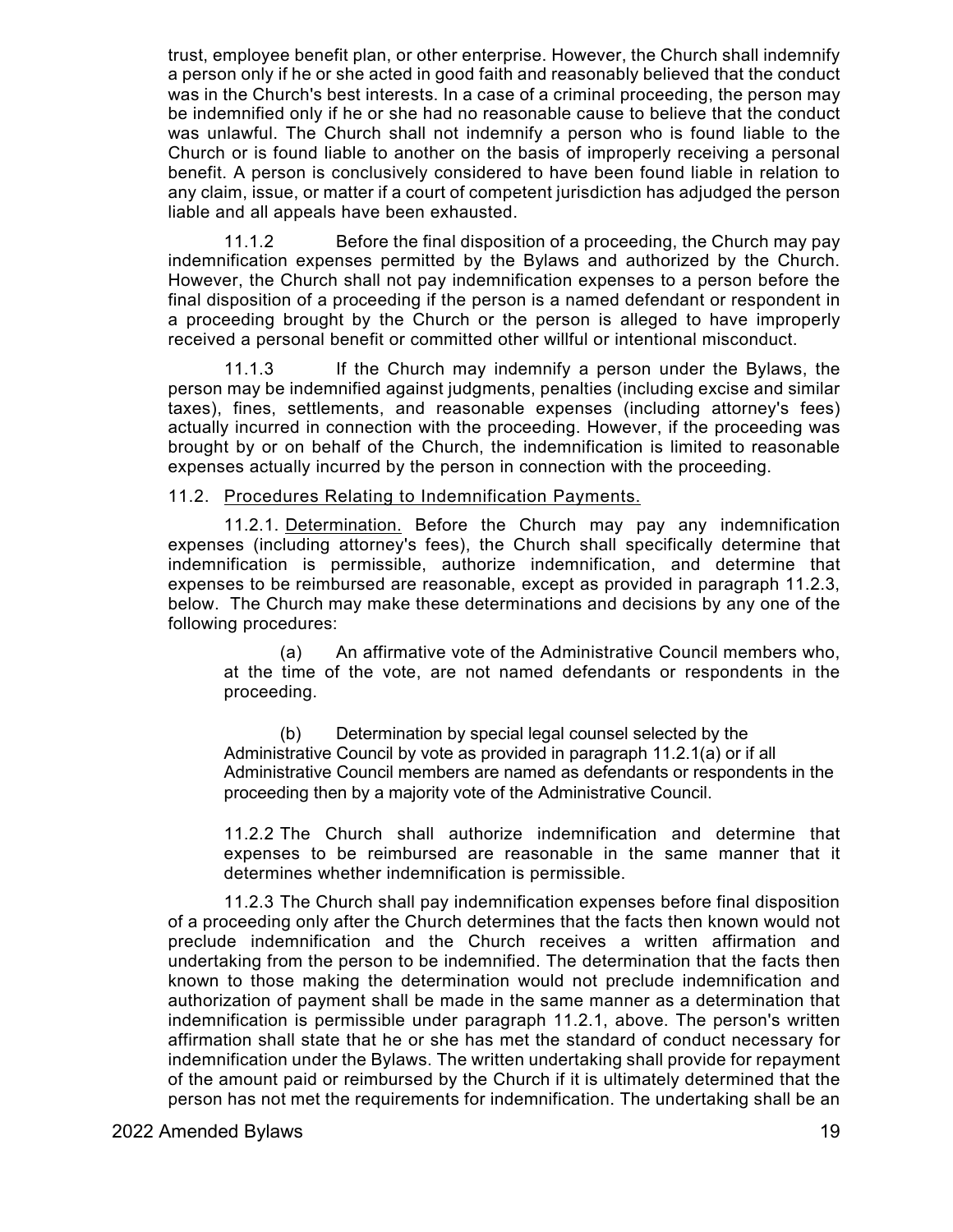trust, employee benefit plan, or other enterprise. However, the Church shall indemnify a person only if he or she acted in good faith and reasonably believed that the conduct was in the Church's best interests. In a case of a criminal proceeding, the person may be indemnified only if he or she had no reasonable cause to believe that the conduct was unlawful. The Church shall not indemnify a person who is found liable to the Church or is found liable to another on the basis of improperly receiving a personal benefit. A person is conclusively considered to have been found liable in relation to any claim, issue, or matter if a court of competent jurisdiction has adjudged the person liable and all appeals have been exhausted.

11.1.2 Before the final disposition of a proceeding, the Church may pay indemnification expenses permitted by the Bylaws and authorized by the Church. However, the Church shall not pay indemnification expenses to a person before the final disposition of a proceeding if the person is a named defendant or respondent in a proceeding brought by the Church or the person is alleged to have improperly received a personal benefit or committed other willful or intentional misconduct.

11.1.3 If the Church may indemnify a person under the Bylaws, the person may be indemnified against judgments, penalties (including excise and similar taxes), fines, settlements, and reasonable expenses (including attorney's fees) actually incurred in connection with the proceeding. However, if the proceeding was brought by or on behalf of the Church, the indemnification is limited to reasonable expenses actually incurred by the person in connection with the proceeding.

11.2. Procedures Relating to Indemnification Payments.

11.2.1. Determination. Before the Church may pay any indemnification expenses (including attorney's fees), the Church shall specifically determine that indemnification is permissible, authorize indemnification, and determine that expenses to be reimbursed are reasonable, except as provided in paragraph 11.2.3, below. The Church may make these determinations and decisions by any one of the following procedures:

(a) An affirmative vote of the Administrative Council members who, at the time of the vote, are not named defendants or respondents in the proceeding.

(b) Determination by special legal counsel selected by the Administrative Council by vote as provided in paragraph 11.2.1(a) or if all Administrative Council members are named as defendants or respondents in the proceeding then by a majority vote of the Administrative Council.

11.2.2 The Church shall authorize indemnification and determine that expenses to be reimbursed are reasonable in the same manner that it determines whether indemnification is permissible.

11.2.3 The Church shall pay indemnification expenses before final disposition of a proceeding only after the Church determines that the facts then known would not preclude indemnification and the Church receives a written affirmation and undertaking from the person to be indemnified. The determination that the facts then known to those making the determination would not preclude indemnification and authorization of payment shall be made in the same manner as a determination that indemnification is permissible under paragraph 11.2.1, above. The person's written affirmation shall state that he or she has met the standard of conduct necessary for indemnification under the Bylaws. The written undertaking shall provide for repayment of the amount paid or reimbursed by the Church if it is ultimately determined that the person has not met the requirements for indemnification. The undertaking shall be an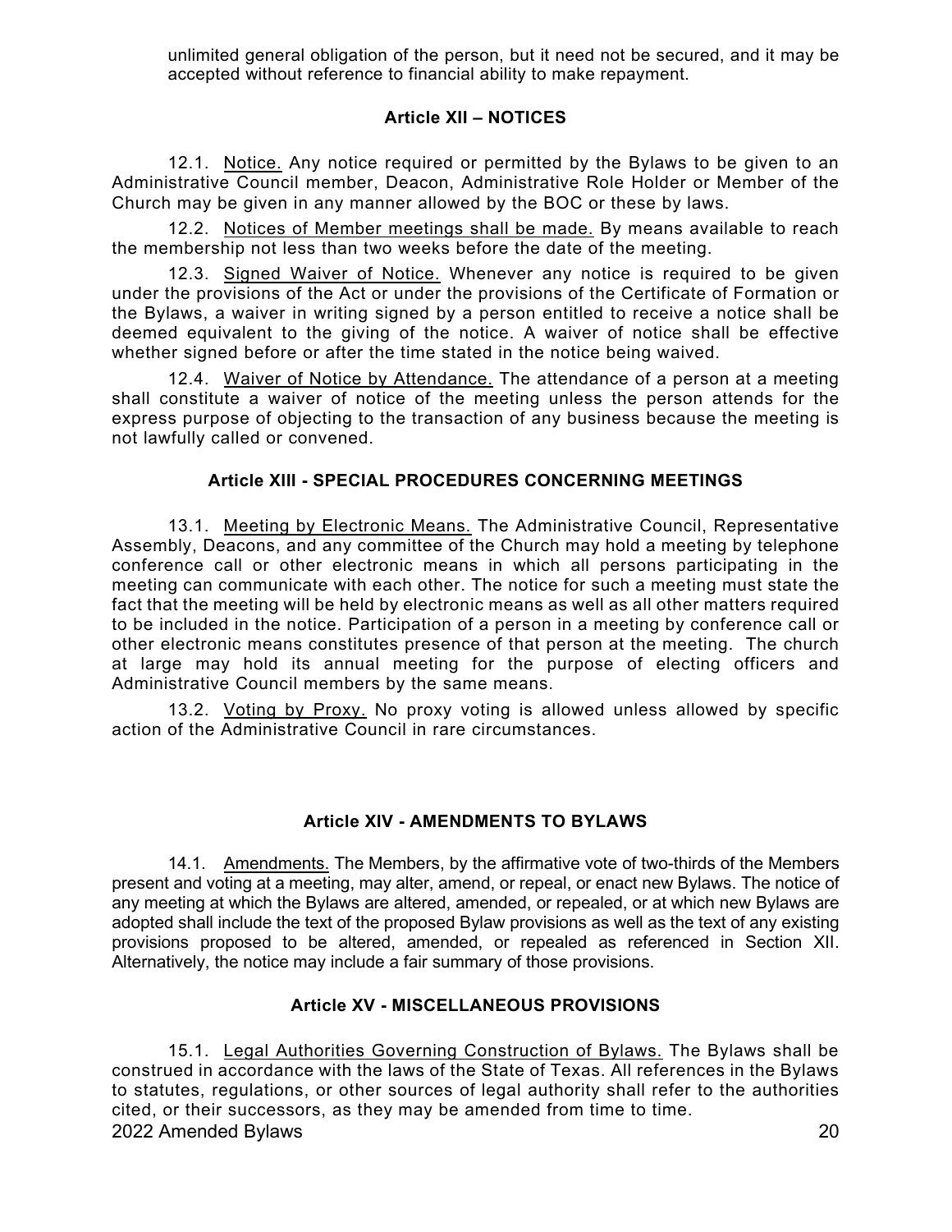unlimited general obligation of the person, but it need not be secured, and it may be accepted without reference to financial ability to make repayment.

## Article XII – NOTICES

12.1. Notice. Any notice required or permitted by the Bylaws to be given to an Administrative Council member, Deacon, Administrative Role Holder or Member of the Church may be given in any manner allowed by the BOC or these by laws.

12.2. Notices of Member meetings shall be made. By means available to reach the membership not less than two weeks before the date of the meeting.

12.3. Signed Waiver of Notice. Whenever any notice is required to be given under the provisions of the Act or under the provisions of the Certificate of Formation or the Bylaws, a waiver in writing signed by a person entitled to receive a notice shall be deemed equivalent to the giving of the notice. A waiver of notice shall be effective whether signed before or after the time stated in the notice being waived.

12.4. Waiver of Notice by Attendance. The attendance of a person at a meeting shall constitute a waiver of notice of the meeting unless the person attends for the express purpose of objecting to the transaction of any business because the meeting is not lawfully called or convened.

## Article XIII - SPECIAL PROCEDURES CONCERNING MEETINGS

13.1. Meeting by Electronic Means. The Administrative Council, Representative Assembly, Deacons, and any committee of the Church may hold a meeting by telephone conference call or other electronic means in which all persons participating in the meeting can communicate with each other. The notice for such a meeting must state the fact that the meeting will be held by electronic means as well as all other matters required to be included in the notice. Participation of a person in a meeting by conference call or other electronic means constitutes presence of that person at the meeting. The church at large may hold its annual meeting for the purpose of electing officers and Administrative Council members by the same means.

13.2. Voting by Proxy. No proxy voting is allowed unless allowed by specific action of the Administrative Council in rare circumstances.

## Article XIV - AMENDMENTS TO BYLAWS

14.1. Amendments. The Members, by the affirmative vote of two-thirds of the Members present and voting at a meeting, may alter, amend, or repeal, or enact new Bylaws. The notice of any meeting at which the Bylaws are altered, amended, or repealed, or at which new Bylaws are adopted shall include the text of the proposed Bylaw provisions as well as the text of any existing provisions proposed to be altered, amended, or repealed as referenced in Section XII. Alternatively, the notice may include a fair summary of those provisions.

## Article XV - MISCELLANEOUS PROVISIONS

15.1. Legal Authorities Governing Construction of Bylaws. The Bylaws shall be construed in accordance with the laws of the State of Texas. All references in the Bylaws to statutes, regulations, or other sources of legal authority shall refer to the authorities cited, or their successors, as they may be amended from time to time.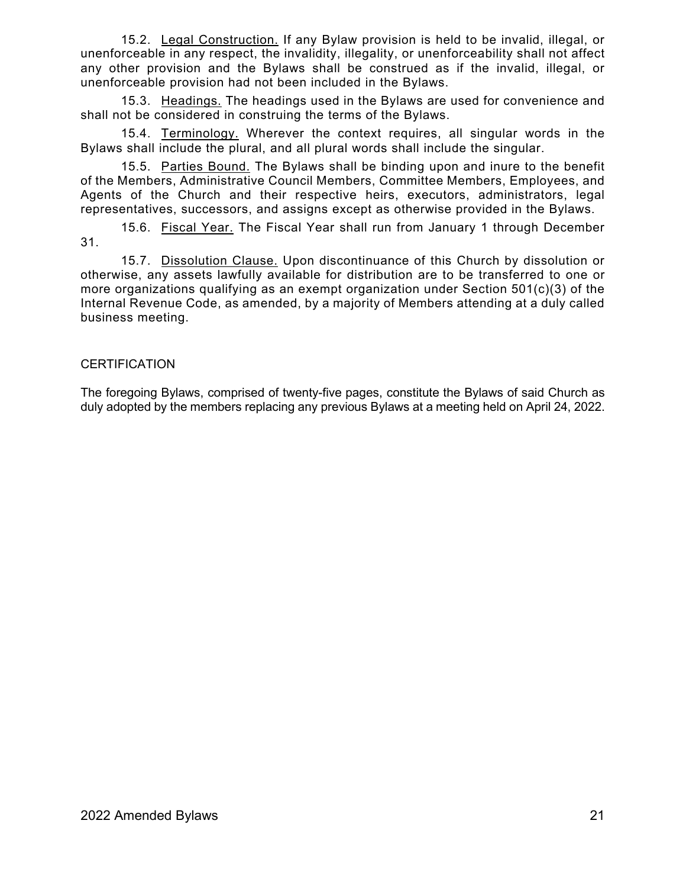15.2. <u>Legal Construction.</u> If any Bylaw provision is held to be invalid, illegal, or unenforceable in any respect, the invalidity, illegality, or unenforceability shall not affect any other provision and the Bylaws shall be construed as if the invalid, illegal, or unenforceable provision had not been included in the Bylaws.

15.3. <u>Headings.</u> The headings used in the Bylaws are used for convenience and shall not be considered in construing the terms of the Bylaws.

15.4. <u>Terminology.</u> Wherever the context requires, all singular words in the Bylaws shall include the plural, and all plural words shall include the singular.

15.5. <u>Parties Bound.</u> The Bylaws shall be binding upon and inure to the benefit of the Members, Administrative Council Members, Committee Members, Employees, and Agents of the Church and their respective heirs, executors, administrators, legal representatives, successors, and assigns except as otherwise provided in the Bylaws.

15.6. <u>Fiscal Year.</u> The Fiscal Year shall run from January 1 through December 31.

15.7. <u>Dissolution Clause.</u> Upon discontinuance of this Church by dissolution or otherwise, any assets lawfully available for distribution are to be transferred to one or more organizations qualifying as an exempt organization under Section 501(c)(3) of the Internal Revenue Code, as amended, by a majority of Members attending at a duly called business meeting.

CERTIFICATION

The foregoing Bylaws, comprised of twenty-five pages, constitute the Bylaws of said Church as duly adopted by the members replacing any previous Bylaws at a meeting held on April 24, 2022.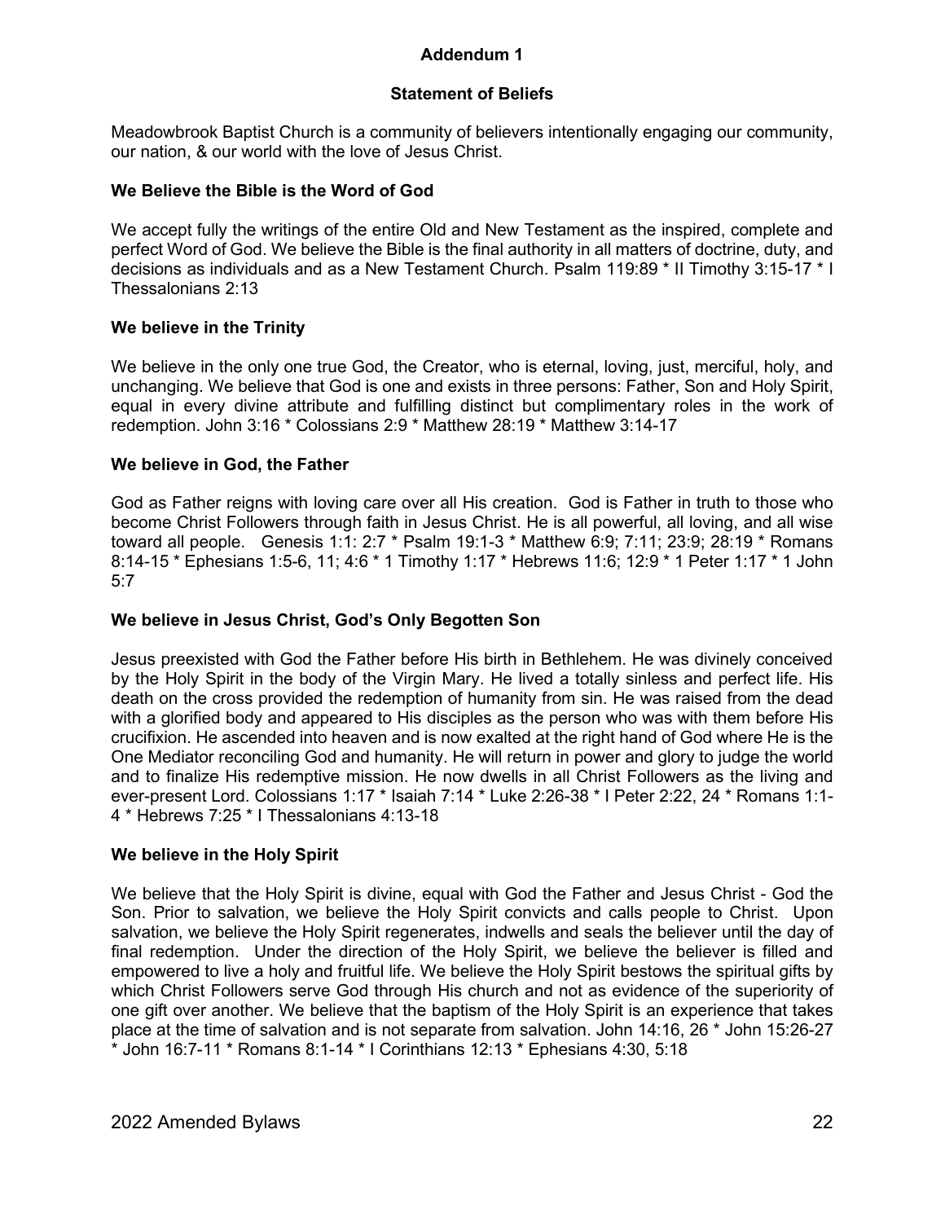## Addendum 1

### Statement of Beliefs

Meadowbrook Baptist Church is a community of believers intentionally engaging our community, our nation, & our world with the love of Jesus Christ.

**We Believe the Bible is the Word of God**

We accept fully the writings of the entire Old and New Testament as the inspired, complete and perfect Word of God. We believe the Bible is the final authority in all matters of doctrine, duty, and decisions as individuals and as a New Testament Church. Psalm 119:89 * II Timothy 3:15-17 * I Thessalonians 2:13

**We believe in the Trinity**

We believe in the only one true God, the Creator, who is eternal, loving, just, merciful, holy, and unchanging. We believe that God is one and exists in three persons: Father, Son and Holy Spirit, equal in every divine attribute and fulfilling distinct but complimentary roles in the work of redemption. John 3:16 * Colossians 2:9 * Matthew 28:19 * Matthew 3:14-17

**We believe in God, the Father**

God as Father reigns with loving care over all His creation. God is Father in truth to those who become Christ Followers through faith in Jesus Christ. He is all powerful, all loving, and all wise toward all people. Genesis 1:1: 2:7 * Psalm 19:1-3 * Matthew 6:9; 7:11; 23:9; 28:19 * Romans 8:14-15 * Ephesians 1:5-6, 11; 4:6 * 1 Timothy 1:17 * Hebrews 11:6; 12:9 * 1 Peter 1:17 * 1 John 5:7

**We believe in Jesus Christ, God's Only Begotten Son**

Jesus preexisted with God the Father before His birth in Bethlehem. He was divinely conceived by the Holy Spirit in the body of the Virgin Mary. He lived a totally sinless and perfect life. His death on the cross provided the redemption of humanity from sin. He was raised from the dead with a glorified body and appeared to His disciples as the person who was with them before His crucifixion. He ascended into heaven and is now exalted at the right hand of God where He is the One Mediator reconciling God and humanity. He will return in power and glory to judge the world and to finalize His redemptive mission. He now dwells in all Christ Followers as the living and ever-present Lord. Colossians 1:17 * Isaiah 7:14 * Luke 2:26-38 * I Peter 2:22, 24 * Romans 1:1-4 * Hebrews 7:25 * I Thessalonians 4:13-18

**We believe in the Holy Spirit**

We believe that the Holy Spirit is divine, equal with God the Father and Jesus Christ - God the Son. Prior to salvation, we believe the Holy Spirit convicts and calls people to Christ. Upon salvation, we believe the Holy Spirit regenerates, indwells and seals the believer until the day of final redemption. Under the direction of the Holy Spirit, we believe the believer is filled and empowered to live a holy and fruitful life. We believe the Holy Spirit bestows the spiritual gifts by which Christ Followers serve God through His church and not as evidence of the superiority of one gift over another. We believe that the baptism of the Holy Spirit is an experience that takes place at the time of salvation and is not separate from salvation. John 14:16, 26 * John 15:26-27 * John 16:7-11 * Romans 8:1-14 * I Corinthians 12:13 * Ephesians 4:30, 5:18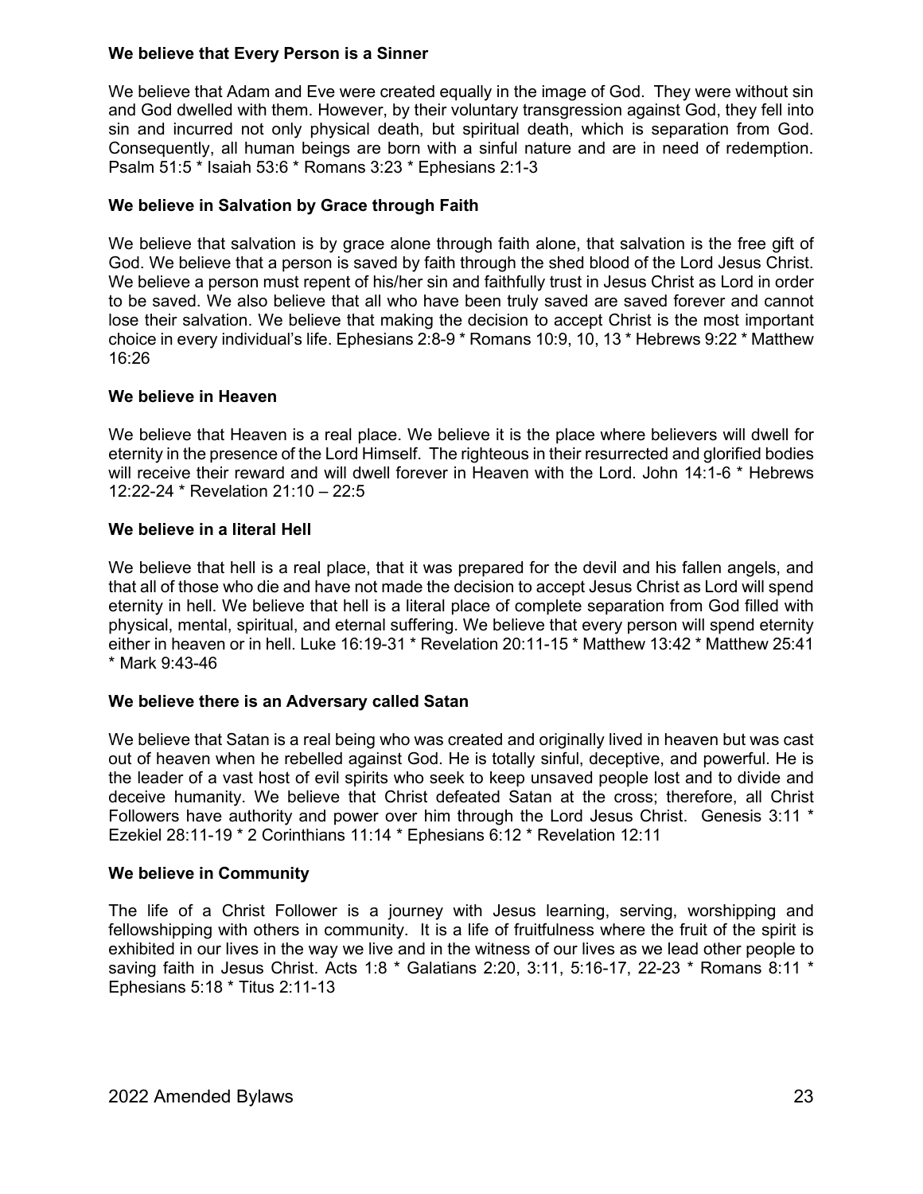**We believe that Every Person is a Sinner**

We believe that Adam and Eve were created equally in the image of God. They were without sin and God dwelled with them. However, by their voluntary transgression against God, they fell into sin and incurred not only physical death, but spiritual death, which is separation from God. Consequently, all human beings are born with a sinful nature and are in need of redemption. Psalm 51:5 * Isaiah 53:6 * Romans 3:23 * Ephesians 2:1-3

**We believe in Salvation by Grace through Faith**

We believe that salvation is by grace alone through faith alone, that salvation is the free gift of God. We believe that a person is saved by faith through the shed blood of the Lord Jesus Christ. We believe a person must repent of his/her sin and faithfully trust in Jesus Christ as Lord in order to be saved. We also believe that all who have been truly saved are saved forever and cannot lose their salvation. We believe that making the decision to accept Christ is the most important choice in every individual's life. Ephesians 2:8-9 * Romans 10:9, 10, 13 * Hebrews 9:22 * Matthew 16:26

**We believe in Heaven**

We believe that Heaven is a real place. We believe it is the place where believers will dwell for eternity in the presence of the Lord Himself. The righteous in their resurrected and glorified bodies will receive their reward and will dwell forever in Heaven with the Lord. John 14:1-6 * Hebrews 12:22-24 * Revelation 21:10 – 22:5

**We believe in a literal Hell**

We believe that hell is a real place, that it was prepared for the devil and his fallen angels, and that all of those who die and have not made the decision to accept Jesus Christ as Lord will spend eternity in hell. We believe that hell is a literal place of complete separation from God filled with physical, mental, spiritual, and eternal suffering. We believe that every person will spend eternity either in heaven or in hell. Luke 16:19-31 * Revelation 20:11-15 * Matthew 13:42 * Matthew 25:41 * Mark 9:43-46

**We believe there is an Adversary called Satan**

We believe that Satan is a real being who was created and originally lived in heaven but was cast out of heaven when he rebelled against God. He is totally sinful, deceptive, and powerful. He is the leader of a vast host of evil spirits who seek to keep unsaved people lost and to divide and deceive humanity. We believe that Christ defeated Satan at the cross; therefore, all Christ Followers have authority and power over him through the Lord Jesus Christ. Genesis 3:11 * Ezekiel 28:11-19 * 2 Corinthians 11:14 * Ephesians 6:12 * Revelation 12:11

**We believe in Community**

The life of a Christ Follower is a journey with Jesus learning, serving, worshipping and fellowshipping with others in community. It is a life of fruitfulness where the fruit of the spirit is exhibited in our lives in the way we live and in the witness of our lives as we lead other people to saving faith in Jesus Christ. Acts 1:8 * Galatians 2:20, 3:11, 5:16-17, 22-23 * Romans 8:11 * Ephesians 5:18 * Titus 2:11-13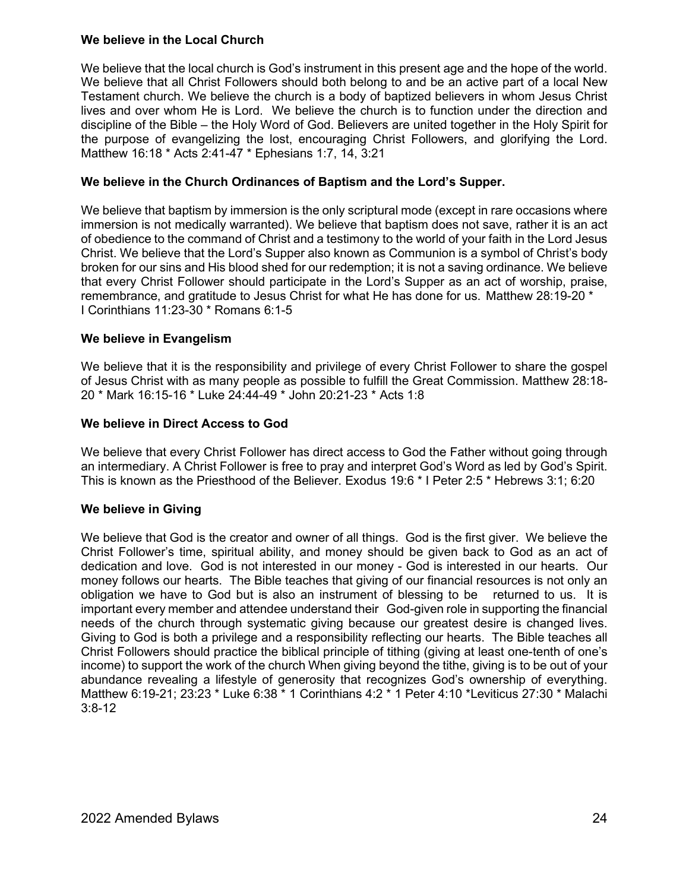**We believe in the Local Church**

We believe that the local church is God's instrument in this present age and the hope of the world. We believe that all Christ Followers should both belong to and be an active part of a local New Testament church. We believe the church is a body of baptized believers in whom Jesus Christ lives and over whom He is Lord. We believe the church is to function under the direction and discipline of the Bible – the Holy Word of God. Believers are united together in the Holy Spirit for the purpose of evangelizing the lost, encouraging Christ Followers, and glorifying the Lord. Matthew 16:18 * Acts 2:41-47 * Ephesians 1:7, 14, 3:21

**We believe in the Church Ordinances of Baptism and the Lord's Supper.**

We believe that baptism by immersion is the only scriptural mode (except in rare occasions where immersion is not medically warranted). We believe that baptism does not save, rather it is an act of obedience to the command of Christ and a testimony to the world of your faith in the Lord Jesus Christ. We believe that the Lord's Supper also known as Communion is a symbol of Christ's body broken for our sins and His blood shed for our redemption; it is not a saving ordinance. We believe that every Christ Follower should participate in the Lord's Supper as an act of worship, praise, remembrance, and gratitude to Jesus Christ for what He has done for us. Matthew 28:19-20 * I Corinthians 11:23-30 * Romans 6:1-5

**We believe in Evangelism**

We believe that it is the responsibility and privilege of every Christ Follower to share the gospel of Jesus Christ with as many people as possible to fulfill the Great Commission. Matthew 28:18-20 * Mark 16:15-16 * Luke 24:44-49 * John 20:21-23 * Acts 1:8

**We believe in Direct Access to God**

We believe that every Christ Follower has direct access to God the Father without going through an intermediary. A Christ Follower is free to pray and interpret God's Word as led by God's Spirit. This is known as the Priesthood of the Believer. Exodus 19:6 * I Peter 2:5 * Hebrews 3:1; 6:20

**We believe in Giving**

We believe that God is the creator and owner of all things. God is the first giver. We believe the Christ Follower's time, spiritual ability, and money should be given back to God as an act of dedication and love. God is not interested in our money - God is interested in our hearts. Our money follows our hearts. The Bible teaches that giving of our financial resources is not only an obligation we have to God but is also an instrument of blessing to be returned to us. It is important every member and attendee understand their God-given role in supporting the financial needs of the church through systematic giving because our greatest desire is changed lives. Giving to God is both a privilege and a responsibility reflecting our hearts. The Bible teaches all Christ Followers should practice the biblical principle of tithing (giving at least one-tenth of one's income) to support the work of the church When giving beyond the tithe, giving is to be out of your abundance revealing a lifestyle of generosity that recognizes God's ownership of everything. Matthew 6:19-21; 23:23 * Luke 6:38 * 1 Corinthians 4:2 * 1 Peter 4:10 *Leviticus 27:30 * Malachi 3:8-12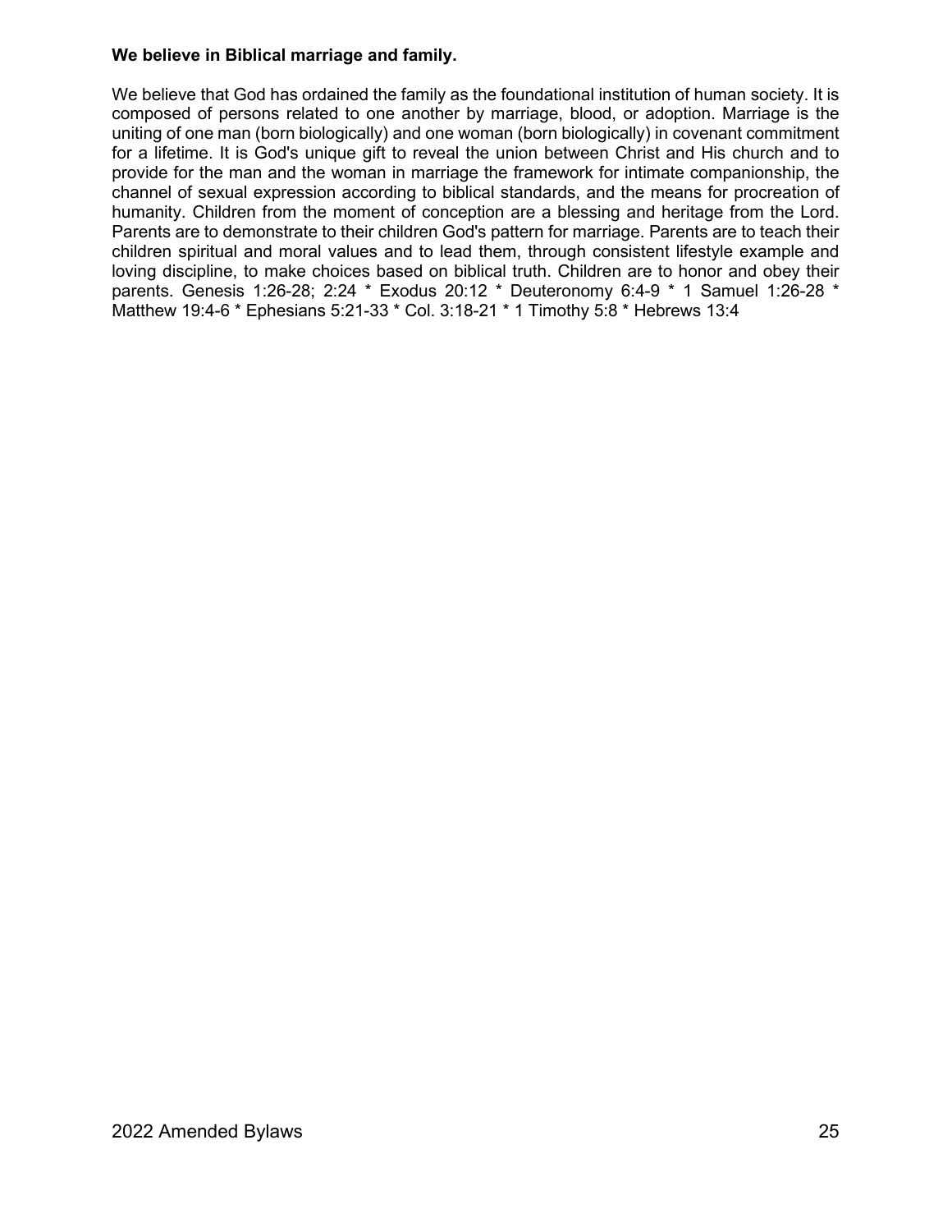**We believe in Biblical marriage and family.**

We believe that God has ordained the family as the foundational institution of human society. It is composed of persons related to one another by marriage, blood, or adoption. Marriage is the uniting of one man (born biologically) and one woman (born biologically) in covenant commitment for a lifetime. It is God's unique gift to reveal the union between Christ and His church and to provide for the man and the woman in marriage the framework for intimate companionship, the channel of sexual expression according to biblical standards, and the means for procreation of humanity. Children from the moment of conception are a blessing and heritage from the Lord. Parents are to demonstrate to their children God's pattern for marriage. Parents are to teach their children spiritual and moral values and to lead them, through consistent lifestyle example and loving discipline, to make choices based on biblical truth. Children are to honor and obey their parents. Genesis 1:26-28; 2:24 * Exodus 20:12 * Deuteronomy 6:4-9 * 1 Samuel 1:26-28 * Matthew 19:4-6 * Ephesians 5:21-33 * Col. 3:18-21 * 1 Timothy 5:8 * Hebrews 13:4